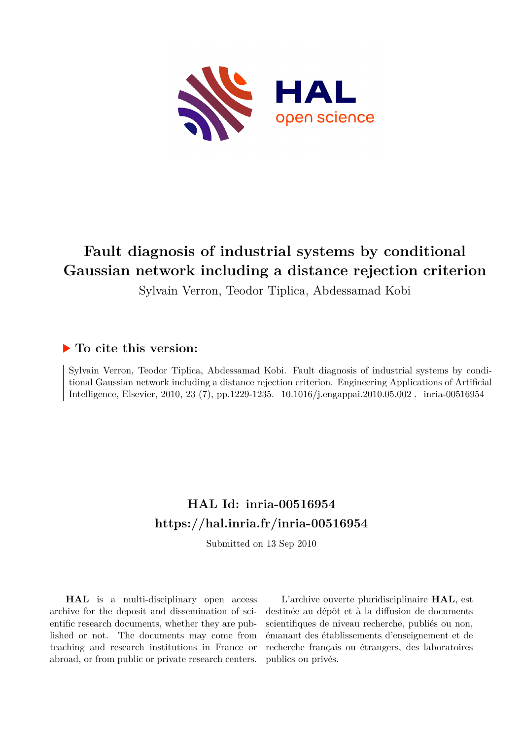# Fault diagnosis of industrial systems by conditional Gaussian network including a distance rejection criterion

Sylvain Verron, Teodor Tiplica, Abdessamad Kobi

## ▶ To cite this version:

Sylvain Verron, Teodor Tiplica, Abdessamad Kobi. Fault diagnosis of industrial systems by conditional Gaussian network including a distance rejection criterion. Engineering Applications of Artificial Intelligence, Elsevier, 2010, 23 (7), pp.1229-1235. 10.1016/j.engappai.2010.05.002 . inria-00516954

## HAL Id: inria-00516954

## https://hal.inria.fr/inria-00516954

Submitted on 13 Sep 2010

**HAL** is a multi-disciplinary open access archive for the deposit and dissemination of scientific research documents, whether they are published or not. The documents may come from teaching and research institutions in France or abroad, or from public or private research centers.

L'archive ouverte pluridisciplinaire **HAL**, est destinée au dépôt et à la diffusion de documents scientifiques de niveau recherche, publiés ou non, émanant des établissements d'enseignement et de recherche français ou étrangers, des laboratoires publics ou privés.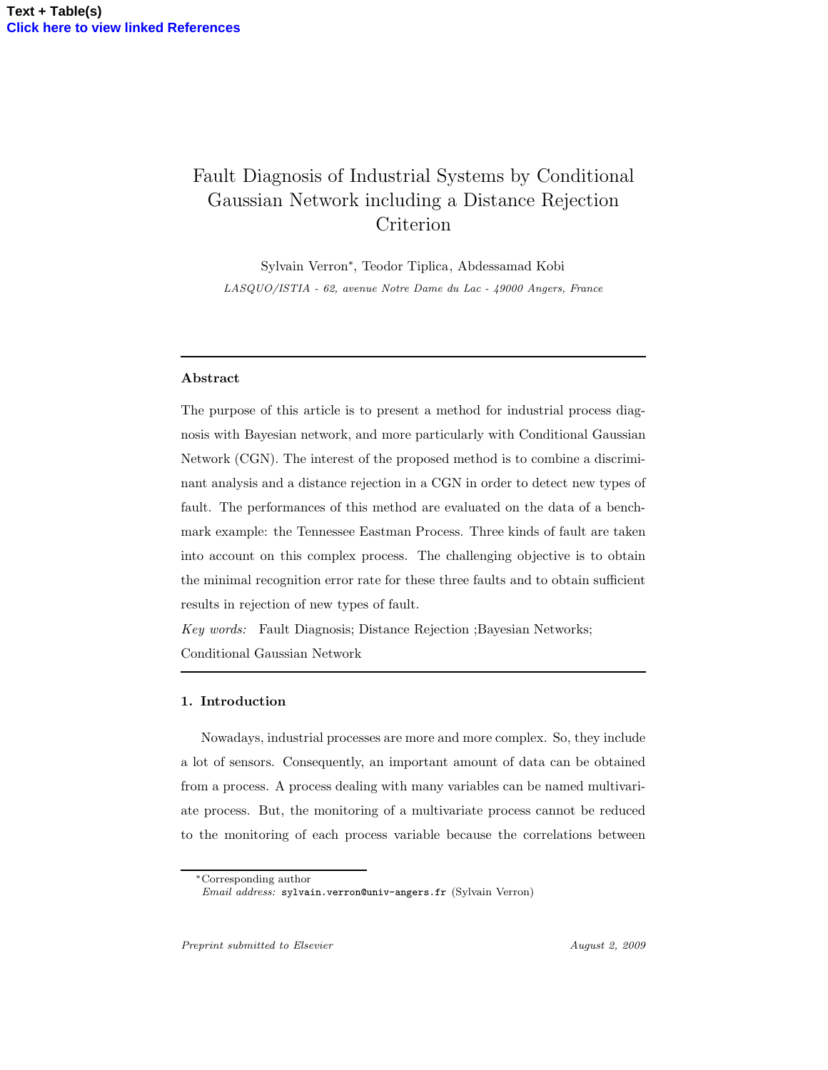# Fault Diagnosis of Industrial Systems by Conditional Gaussian Network including a Distance Rejection Criterion

Sylvain Verron*, Teodor Tiplica, Abdessamad Kobi

*LASQUO/ISTIA - 62, avenue Notre Dame du Lac - 49000 Angers, France*

---

### Abstract

The purpose of this article is to present a method for industrial process diagnosis with Bayesian network, and more particularly with Conditional Gaussian Network (CGN). The interest of the proposed method is to combine a discriminant analysis and a distance rejection in a CGN in order to detect new types of fault. The performances of this method are evaluated on the data of a benchmark example: the Tennessee Eastman Process. Three kinds of fault are taken into account on this complex process. The challenging objective is to obtain the minimal recognition error rate for these three faults and to obtain sufficient results in rejection of new types of fault.

*Key words:* Fault Diagnosis; Distance Rejection ;Bayesian Networks; Conditional Gaussian Network

---

## 1. Introduction

Nowadays, industrial processes are more and more complex. So, they include a lot of sensors. Consequently, an important amount of data can be obtained from a process. A process dealing with many variables can be named multivariate process. But, the monitoring of a multivariate process cannot be reduced to the monitoring of each process variable because the correlations between

*Corresponding author
*Email address:* sylvain.verron@univ-angers.fr (Sylvain Verron)

*Preprint submitted to Elsevier* *August 2, 2009*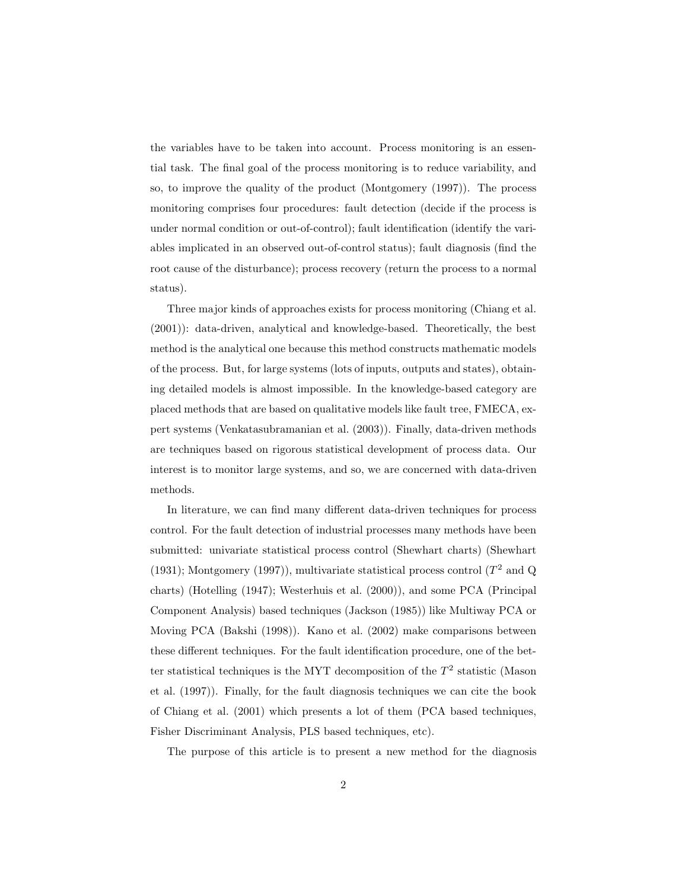the variables have to be taken into account. Process monitoring is an essential task. The final goal of the process monitoring is to reduce variability, and so, to improve the quality of the product (Montgomery (1997)). The process monitoring comprises four procedures: fault detection (decide if the process is under normal condition or out-of-control); fault identification (identify the variables implicated in an observed out-of-control status); fault diagnosis (find the root cause of the disturbance); process recovery (return the process to a normal status).

Three major kinds of approaches exists for process monitoring (Chiang et al. (2001)): data-driven, analytical and knowledge-based. Theoretically, the best method is the analytical one because this method constructs mathematic models of the process. But, for large systems (lots of inputs, outputs and states), obtaining detailed models is almost impossible. In the knowledge-based category are placed methods that are based on qualitative models like fault tree, FMECA, expert systems (Venkatasubramanian et al. (2003)). Finally, data-driven methods are techniques based on rigorous statistical development of process data. Our interest is to monitor large systems, and so, we are concerned with data-driven methods.

In literature, we can find many different data-driven techniques for process control. For the fault detection of industrial processes many methods have been submitted: univariate statistical process control (Shewhart charts) (Shewhart (1931); Montgomery (1997)), multivariate statistical process control ($T^2$ and Q charts) (Hotelling (1947); Westerhuis et al. (2000)), and some PCA (Principal Component Analysis) based techniques (Jackson (1985)) like Multiway PCA or Moving PCA (Bakshi (1998)). Kano et al. (2002) make comparisons between these different techniques. For the fault identification procedure, one of the better statistical techniques is the MYT decomposition of the $T^2$ statistic (Mason et al. (1997)). Finally, for the fault diagnosis techniques we can cite the book of Chiang et al. (2001) which presents a lot of them (PCA based techniques, Fisher Discriminant Analysis, PLS based techniques, etc).

The purpose of this article is to present a new method for the diagnosis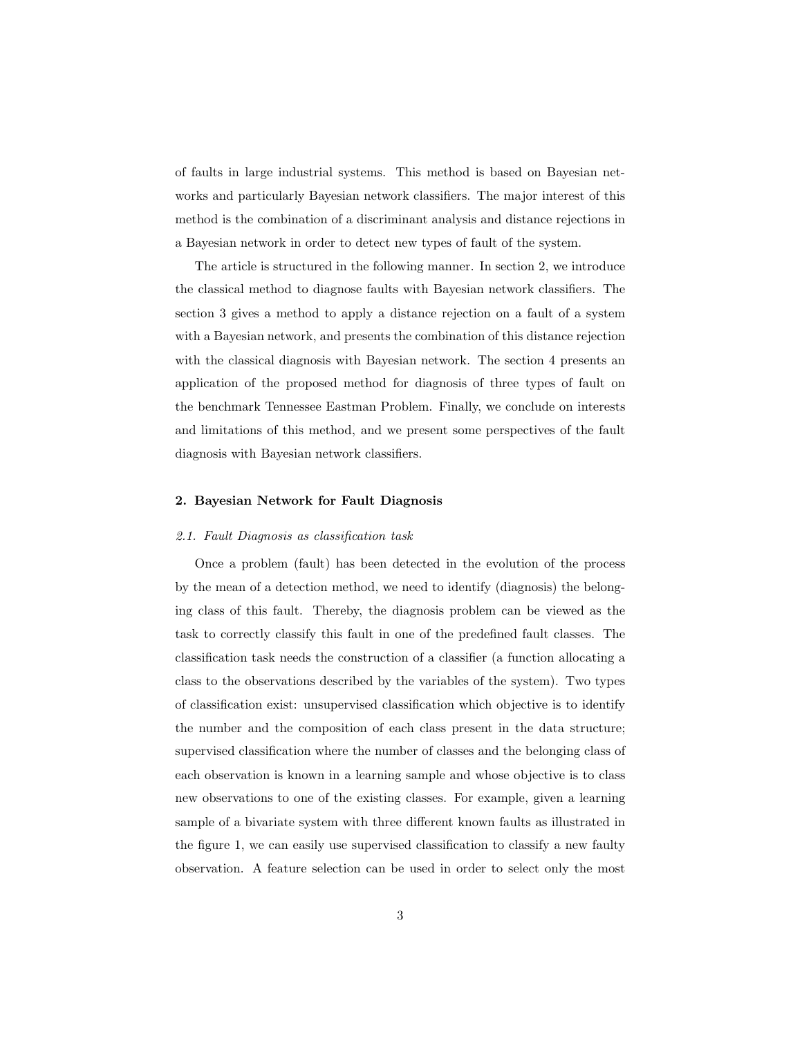of faults in large industrial systems. This method is based on Bayesian networks and particularly Bayesian network classifiers. The major interest of this method is the combination of a discriminant analysis and distance rejections in a Bayesian network in order to detect new types of fault of the system.

The article is structured in the following manner. In section 2, we introduce the classical method to diagnose faults with Bayesian network classifiers. The section 3 gives a method to apply a distance rejection on a fault of a system with a Bayesian network, and presents the combination of this distance rejection with the classical diagnosis with Bayesian network. The section 4 presents an application of the proposed method for diagnosis of three types of fault on the benchmark Tennessee Eastman Problem. Finally, we conclude on interests and limitations of this method, and we present some perspectives of the fault diagnosis with Bayesian network classifiers.

## 2. Bayesian Network for Fault Diagnosis

### *2.1. Fault Diagnosis as classification task*

Once a problem (fault) has been detected in the evolution of the process by the mean of a detection method, we need to identify (diagnosis) the belonging class of this fault. Thereby, the diagnosis problem can be viewed as the task to correctly classify this fault in one of the predefined fault classes. The classification task needs the construction of a classifier (a function allocating a class to the observations described by the variables of the system). Two types of classification exist: unsupervised classification which objective is to identify the number and the composition of each class present in the data structure; supervised classification where the number of classes and the belonging class of each observation is known in a learning sample and whose objective is to class new observations to one of the existing classes. For example, given a learning sample of a bivariate system with three different known faults as illustrated in the figure 1, we can easily use supervised classification to classify a new faulty observation. A feature selection can be used in order to select only the most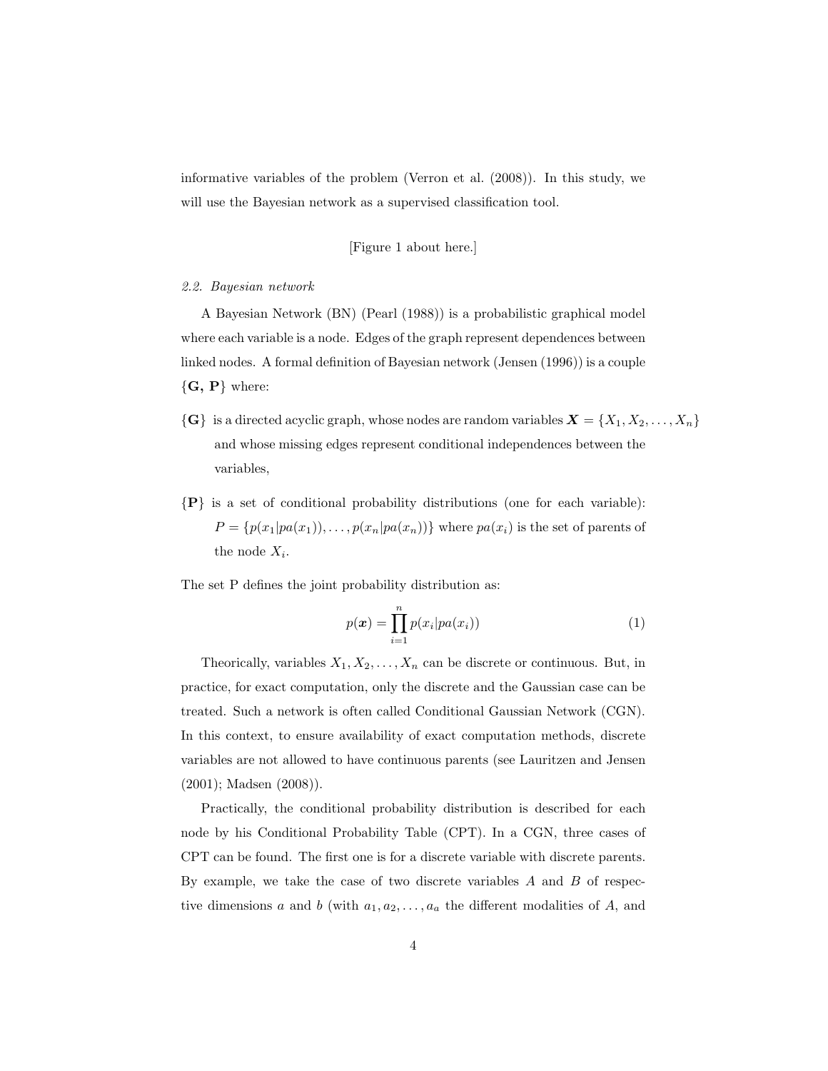informative variables of the problem (Verron et al. (2008)). In this study, we will use the Bayesian network as a supervised classification tool.

[Figure 1 about here.]

### *2.2. Bayesian network*

A Bayesian Network (BN) (Pearl (1988)) is a probabilistic graphical model where each variable is a node. Edges of the graph represent dependences between linked nodes. A formal definition of Bayesian network (Jensen (1996)) is a couple $\{\mathbf{G}, \mathbf{P}\}$ where:

- $\{\mathbf{G}\}$ is a directed acyclic graph, whose nodes are random variables $\boldsymbol{X} = \{X_1, X_2, \ldots, X_n\}$ and whose missing edges represent conditional independences between the variables,
- $\{\mathbf{P}\}$ is a set of conditional probability distributions (one for each variable): $P = \{p(x_1|pa(x_1)), \ldots, p(x_n|pa(x_n))\}$ where $pa(x_i)$ is the set of parents of the node $X_i$.

The set P defines the joint probability distribution as:

$$p(\boldsymbol{x}) = \prod_{i=1}^{n} p(x_i|pa(x_i)) \tag{1}$$

Theorically, variables $X_1, X_2, \ldots, X_n$ can be discrete or continuous. But, in practice, for exact computation, only the discrete and the Gaussian case can be treated. Such a network is often called Conditional Gaussian Network (CGN). In this context, to ensure availability of exact computation methods, discrete variables are not allowed to have continuous parents (see Lauritzen and Jensen (2001); Madsen (2008)).

Practically, the conditional probability distribution is described for each node by his Conditional Probability Table (CPT). In a CGN, three cases of CPT can be found. The first one is for a discrete variable with discrete parents. By example, we take the case of two discrete variables $A$ and $B$ of respective dimensions $a$ and $b$ (with $a_1, a_2, \ldots, a_a$ the different modalities of $A$, and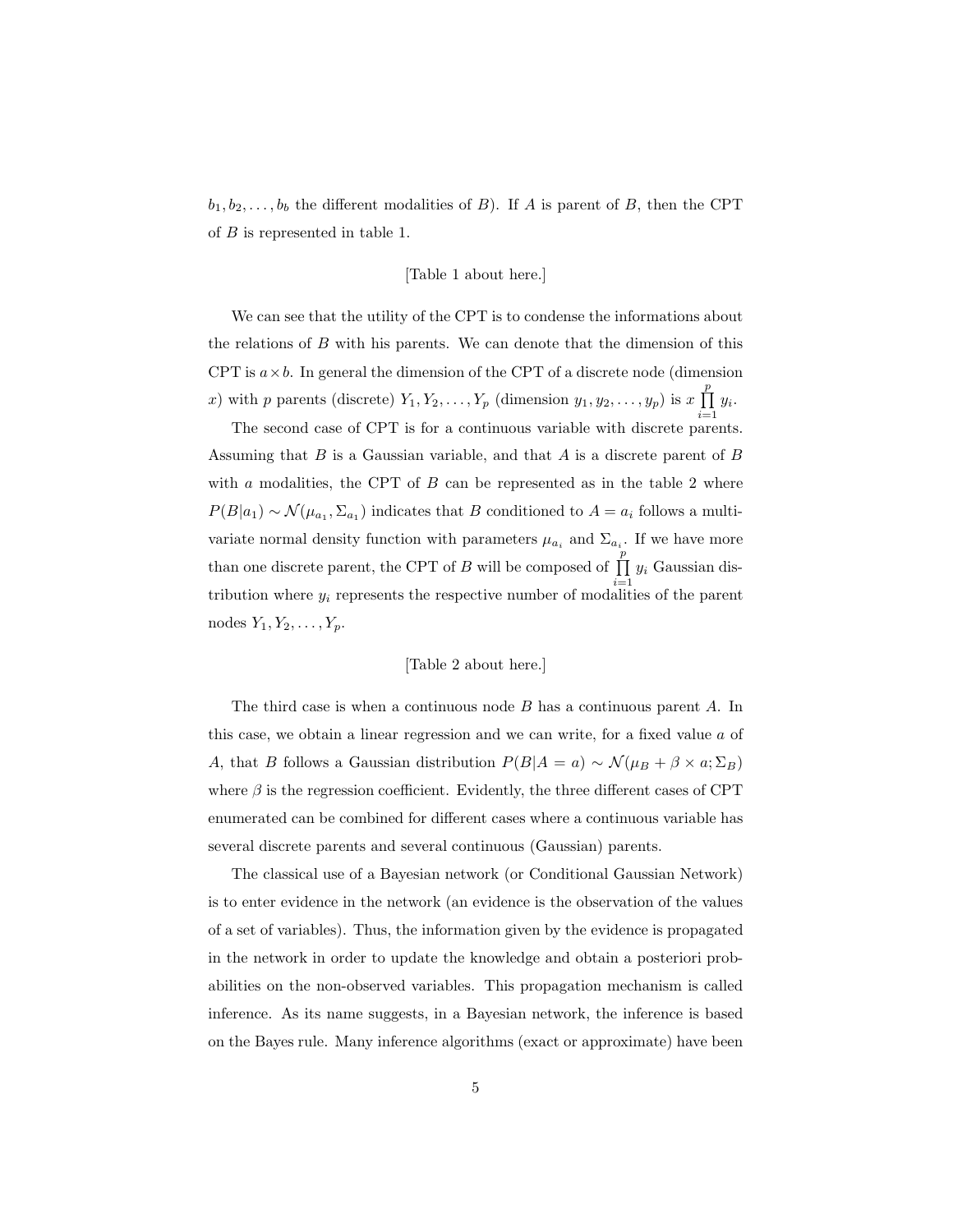$b_1, b_2, \ldots, b_b$ the different modalities of $B$). If $A$ is parent of $B$, then the CPT of $B$ is represented in table 1.

[Table 1 about here.]

We can see that the utility of the CPT is to condense the informations about the relations of $B$ with his parents. We can denote that the dimension of this CPT is $a \times b$. In general the dimension of the CPT of a discrete node (dimension $x$) with $p$ parents (discrete) $Y_1, Y_2, \ldots, Y_p$ (dimension $y_1, y_2, \ldots, y_p$) is $x \prod_{i=1}^{p} y_i$.

The second case of CPT is for a continuous variable with discrete parents. Assuming that $B$ is a Gaussian variable, and that $A$ is a discrete parent of $B$ with $a$ modalities, the CPT of $B$ can be represented as in the table 2 where $P(B|a_1) \sim \mathcal{N}(\mu_{a_1}, \Sigma_{a_1})$ indicates that $B$ conditioned to $A = a_i$ follows a multivariate normal density function with parameters $\mu_{a_i}$ and $\Sigma_{a_i}$. If we have more than one discrete parent, the CPT of $B$ will be composed of $\prod_{i=1}^{p} y_i$ Gaussian distribution where $y_i$ represents the respective number of modalities of the parent nodes $Y_1, Y_2, \ldots, Y_p$.

[Table 2 about here.]

The third case is when a continuous node $B$ has a continuous parent $A$. In this case, we obtain a linear regression and we can write, for a fixed value $a$ of $A$, that $B$ follows a Gaussian distribution $P(B|A = a) \sim \mathcal{N}(\mu_B + \beta \times a; \Sigma_B)$ where $\beta$ is the regression coefficient. Evidently, the three different cases of CPT enumerated can be combined for different cases where a continuous variable has several discrete parents and several continuous (Gaussian) parents.

The classical use of a Bayesian network (or Conditional Gaussian Network) is to enter evidence in the network (an evidence is the observation of the values of a set of variables). Thus, the information given by the evidence is propagated in the network in order to update the knowledge and obtain a posteriori probabilities on the non-observed variables. This propagation mechanism is called inference. As its name suggests, in a Bayesian network, the inference is based on the Bayes rule. Many inference algorithms (exact or approximate) have been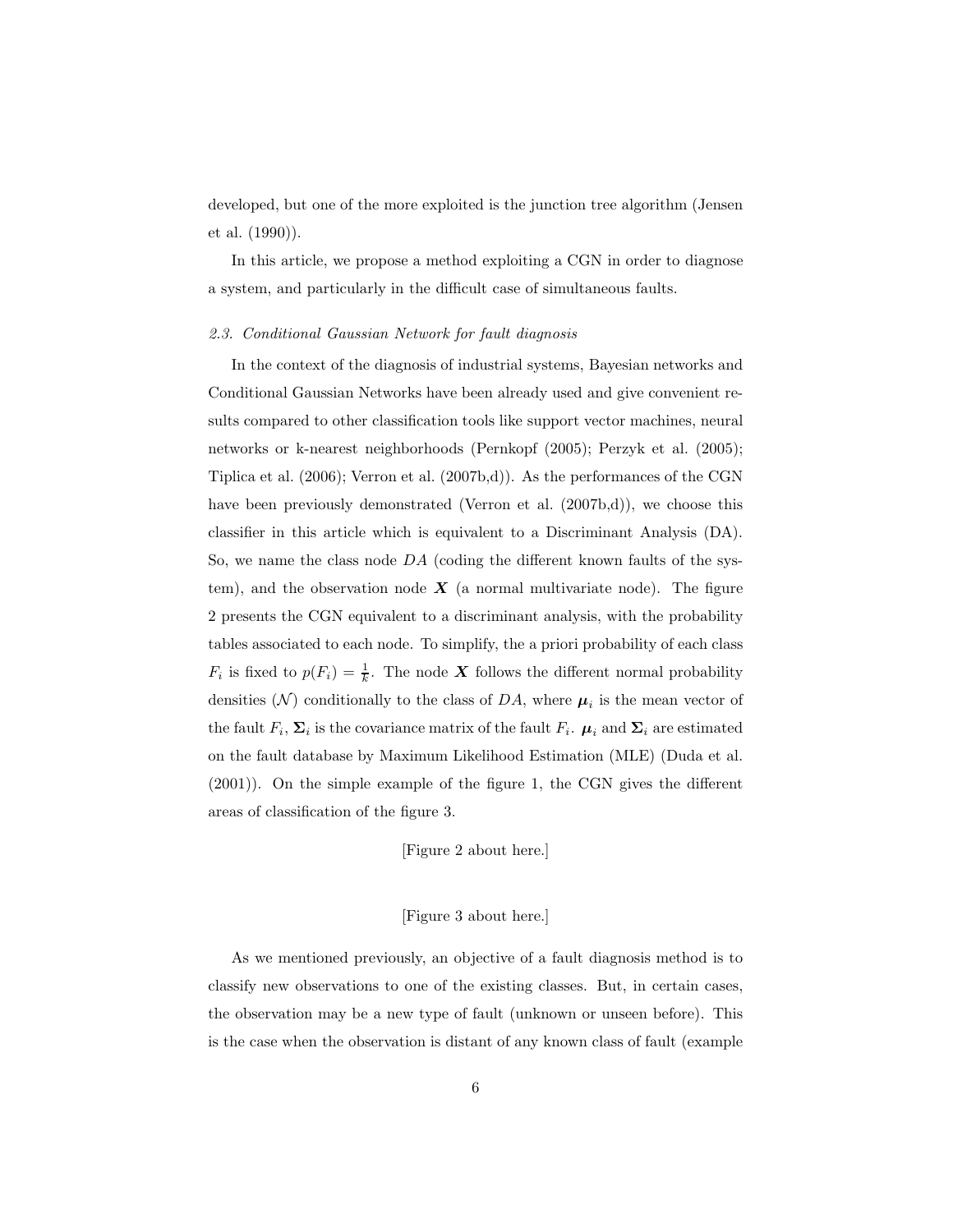developed, but one of the more exploited is the junction tree algorithm (Jensen et al. (1990)).

In this article, we propose a method exploiting a CGN in order to diagnose a system, and particularly in the difficult case of simultaneous faults.

### *2.3. Conditional Gaussian Network for fault diagnosis*

In the context of the diagnosis of industrial systems, Bayesian networks and Conditional Gaussian Networks have been already used and give convenient results compared to other classification tools like support vector machines, neural networks or k-nearest neighborhoods (Pernkopf (2005); Perzyk et al. (2005); Tiplica et al. (2006); Verron et al. (2007b,d)). As the performances of the CGN have been previously demonstrated (Verron et al. (2007b,d)), we choose this classifier in this article which is equivalent to a Discriminant Analysis (DA). So, we name the class node $DA$ (coding the different known faults of the system), and the observation node $\boldsymbol{X}$ (a normal multivariate node). The figure 2 presents the CGN equivalent to a discriminant analysis, with the probability tables associated to each node. To simplify, the a priori probability of each class $F_i$ is fixed to $p(F_i) = \frac{1}{k}$. The node $\boldsymbol{X}$ follows the different normal probability densities ($\mathcal{N}$) conditionally to the class of $DA$, where $\boldsymbol{\mu}_i$ is the mean vector of the fault $F_i$, $\boldsymbol{\Sigma}_i$ is the covariance matrix of the fault $F_i$. $\boldsymbol{\mu}_i$ and $\boldsymbol{\Sigma}_i$ are estimated on the fault database by Maximum Likelihood Estimation (MLE) (Duda et al. (2001)). On the simple example of the figure 1, the CGN gives the different areas of classification of the figure 3.

[Figure 2 about here.]

[Figure 3 about here.]

As we mentioned previously, an objective of a fault diagnosis method is to classify new observations to one of the existing classes. But, in certain cases, the observation may be a new type of fault (unknown or unseen before). This is the case when the observation is distant of any known class of fault (example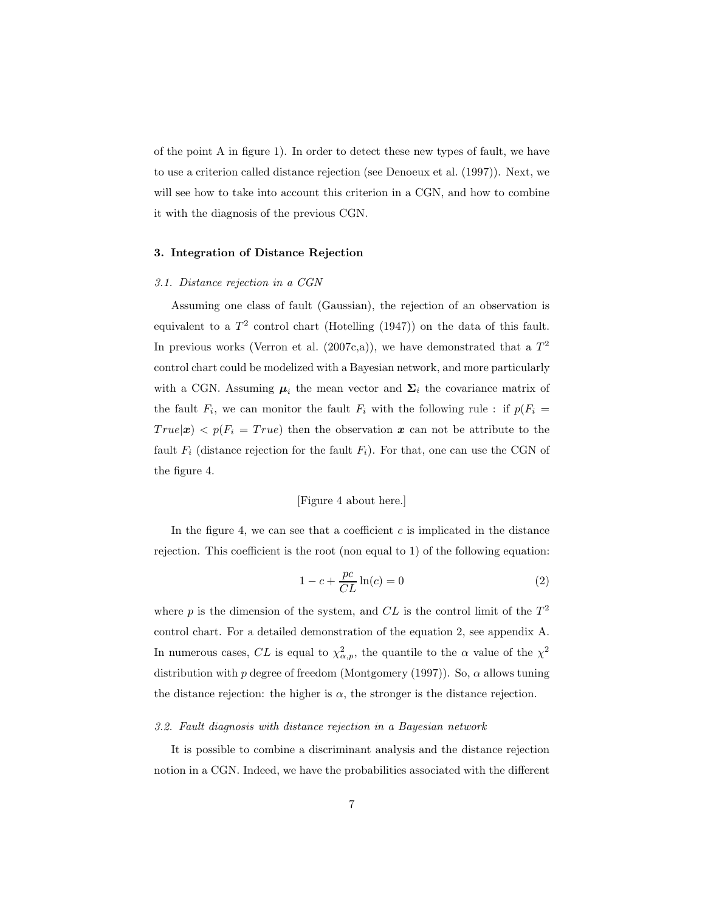of the point A in figure 1). In order to detect these new types of fault, we have to use a criterion called distance rejection (see Denoeux et al. (1997)). Next, we will see how to take into account this criterion in a CGN, and how to combine it with the diagnosis of the previous CGN.

## 3. Integration of Distance Rejection

### *3.1. Distance rejection in a CGN*

Assuming one class of fault (Gaussian), the rejection of an observation is equivalent to a $T^2$ control chart (Hotelling (1947)) on the data of this fault. In previous works (Verron et al. (2007c,a)), we have demonstrated that a $T^2$ control chart could be modelized with a Bayesian network, and more particularly with a CGN. Assuming $\boldsymbol{\mu}_i$ the mean vector and $\boldsymbol{\Sigma}_i$ the covariance matrix of the fault $F_i$, we can monitor the fault $F_i$ with the following rule : if $p(F_i = True|\boldsymbol{x}) < p(F_i = True)$ then the observation $\boldsymbol{x}$ can not be attribute to the fault $F_i$ (distance rejection for the fault $F_i$). For that, one can use the CGN of the figure 4.

[Figure 4 about here.]

In the figure 4, we can see that a coefficient $c$ is implicated in the distance rejection. This coefficient is the root (non equal to 1) of the following equation:

$$1 - c + \frac{pc}{CL} \ln(c) = 0 \tag{2}$$

where $p$ is the dimension of the system, and $CL$ is the control limit of the $T^2$ control chart. For a detailed demonstration of the equation 2, see appendix A. In numerous cases, $CL$ is equal to $\chi^2_{\alpha,p}$, the quantile to the $\alpha$ value of the $\chi^2$ distribution with $p$ degree of freedom (Montgomery (1997)). So, $\alpha$ allows tuning the distance rejection: the higher is $\alpha$, the stronger is the distance rejection.

### *3.2. Fault diagnosis with distance rejection in a Bayesian network*

It is possible to combine a discriminant analysis and the distance rejection notion in a CGN. Indeed, we have the probabilities associated with the different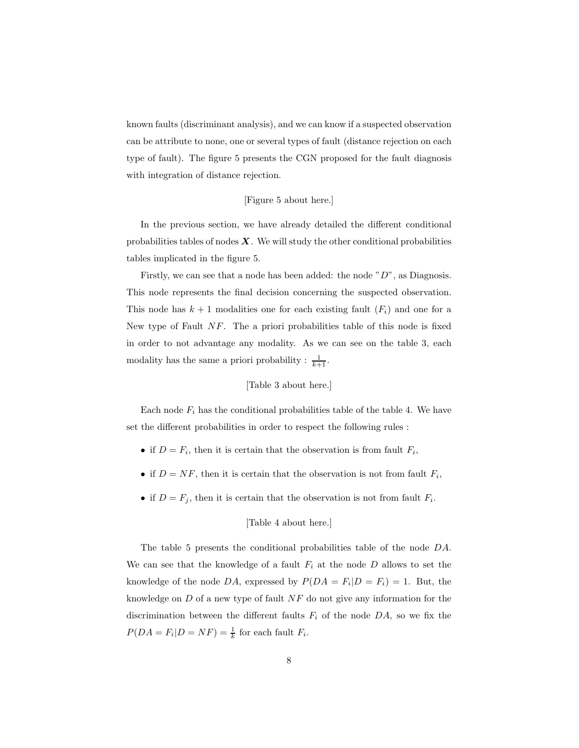known faults (discriminant analysis), and we can know if a suspected observation can be attribute to none, one or several types of fault (distance rejection on each type of fault). The figure 5 presents the CGN proposed for the fault diagnosis with integration of distance rejection.

[Figure 5 about here.]

In the previous section, we have already detailed the different conditional probabilities tables of nodes $\boldsymbol{X}$. We will study the other conditional probabilities tables implicated in the figure 5.

Firstly, we can see that a node has been added: the node "$D$", as Diagnosis. This node represents the final decision concerning the suspected observation. This node has $k+1$ modalities one for each existing fault ($F_i$) and one for a New type of Fault $NF$. The a priori probabilities table of this node is fixed in order to not advantage any modality. As we can see on the table 3, each modality has the same a priori probability : $\frac{1}{k+1}$.

[Table 3 about here.]

Each node $F_i$ has the conditional probabilities table of the table 4. We have set the different probabilities in order to respect the following rules :

- if $D = F_i$, then it is certain that the observation is from fault $F_i$,
- if $D = NF$, then it is certain that the observation is not from fault $F_i$,
- if $D = F_j$, then it is certain that the observation is not from fault $F_i$.

[Table 4 about here.]

The table 5 presents the conditional probabilities table of the node $DA$. We can see that the knowledge of a fault $F_i$ at the node $D$ allows to set the knowledge of the node $DA$, expressed by $P(DA = F_i|D = F_i) = 1$. But, the knowledge on $D$ of a new type of fault $NF$ do not give any information for the discrimination between the different faults $F_i$ of the node $DA$, so we fix the $P(DA = F_i|D = NF) = \frac{1}{k}$ for each fault $F_i$.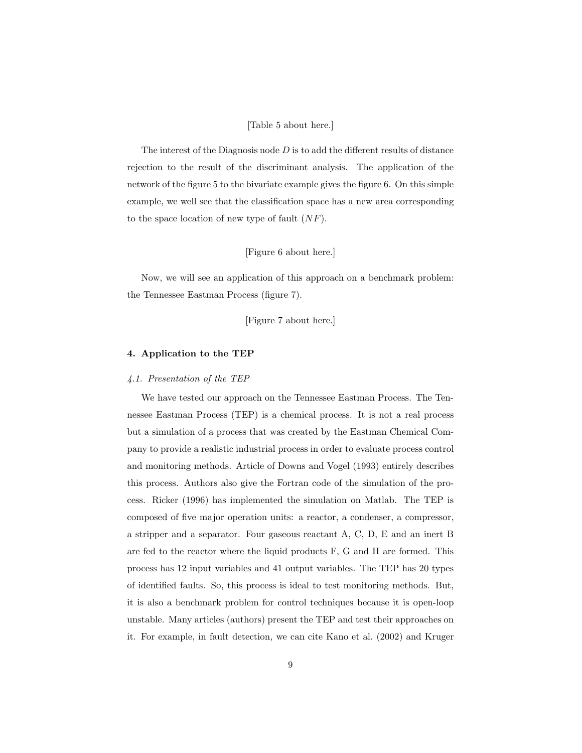[Table 5 about here.]

The interest of the Diagnosis node $D$ is to add the different results of distance rejection to the result of the discriminant analysis. The application of the network of the figure 5 to the bivariate example gives the figure 6. On this simple example, we well see that the classification space has a new area corresponding to the space location of new type of fault ($NF$).

[Figure 6 about here.]

Now, we will see an application of this approach on a benchmark problem: the Tennessee Eastman Process (figure 7).

[Figure 7 about here.]

## 4. Application to the TEP

### *4.1. Presentation of the TEP*

We have tested our approach on the Tennessee Eastman Process. The Tennessee Eastman Process (TEP) is a chemical process. It is not a real process but a simulation of a process that was created by the Eastman Chemical Company to provide a realistic industrial process in order to evaluate process control and monitoring methods. Article of Downs and Vogel (1993) entirely describes this process. Authors also give the Fortran code of the simulation of the process. Ricker (1996) has implemented the simulation on Matlab. The TEP is composed of five major operation units: a reactor, a condenser, a compressor, a stripper and a separator. Four gaseous reactant A, C, D, E and an inert B are fed to the reactor where the liquid products F, G and H are formed. This process has 12 input variables and 41 output variables. The TEP has 20 types of identified faults. So, this process is ideal to test monitoring methods. But, it is also a benchmark problem for control techniques because it is open-loop unstable. Many articles (authors) present the TEP and test their approaches on it. For example, in fault detection, we can cite Kano et al. (2002) and Kruger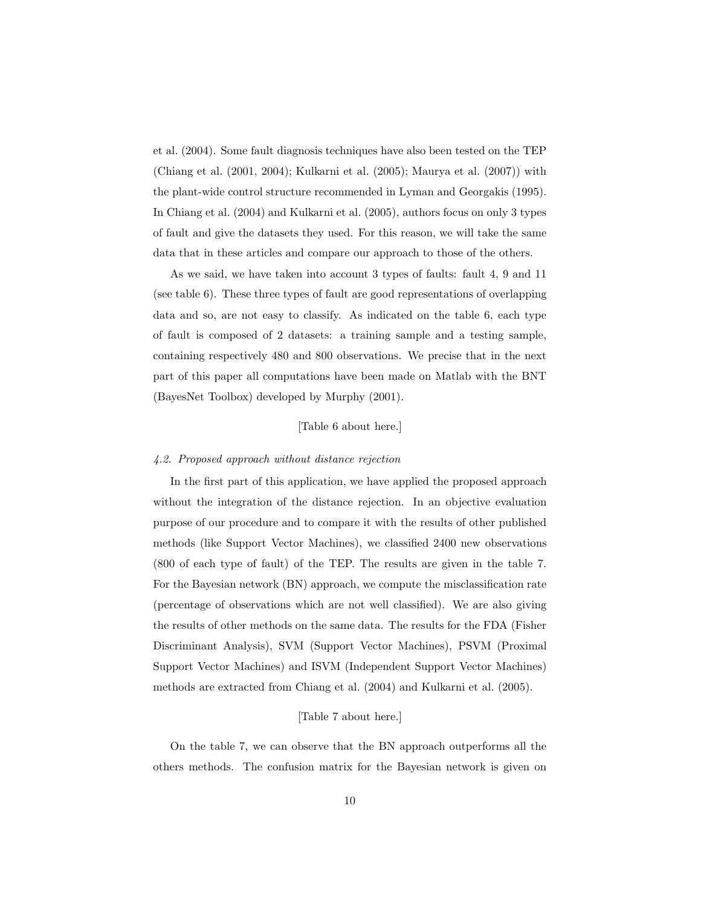et al. (2004). Some fault diagnosis techniques have also been tested on the TEP (Chiang et al. (2001, 2004); Kulkarni et al. (2005); Maurya et al. (2007)) with the plant-wide control structure recommended in Lyman and Georgakis (1995). In Chiang et al. (2004) and Kulkarni et al. (2005), authors focus on only 3 types of fault and give the datasets they used. For this reason, we will take the same data that in these articles and compare our approach to those of the others.

As we said, we have taken into account 3 types of faults: fault 4, 9 and 11 (see table 6). These three types of fault are good representations of overlapping data and so, are not easy to classify. As indicated on the table 6, each type of fault is composed of 2 datasets: a training sample and a testing sample, containing respectively 480 and 800 observations. We precise that in the next part of this paper all computations have been made on Matlab with the BNT (BayesNet Toolbox) developed by Murphy (2001).

[Table 6 about here.]

*4.2. Proposed approach without distance rejection*

In the first part of this application, we have applied the proposed approach without the integration of the distance rejection. In an objective evaluation purpose of our procedure and to compare it with the results of other published methods (like Support Vector Machines), we classified 2400 new observations (800 of each type of fault) of the TEP. The results are given in the table 7. For the Bayesian network (BN) approach, we compute the misclassification rate (percentage of observations which are not well classified). We are also giving the results of other methods on the same data. The results for the FDA (Fisher Discriminant Analysis), SVM (Support Vector Machines), PSVM (Proximal Support Vector Machines) and ISVM (Independent Support Vector Machines) methods are extracted from Chiang et al. (2004) and Kulkarni et al. (2005).

[Table 7 about here.]

On the table 7, we can observe that the BN approach outperforms all the others methods. The confusion matrix for the Bayesian network is given on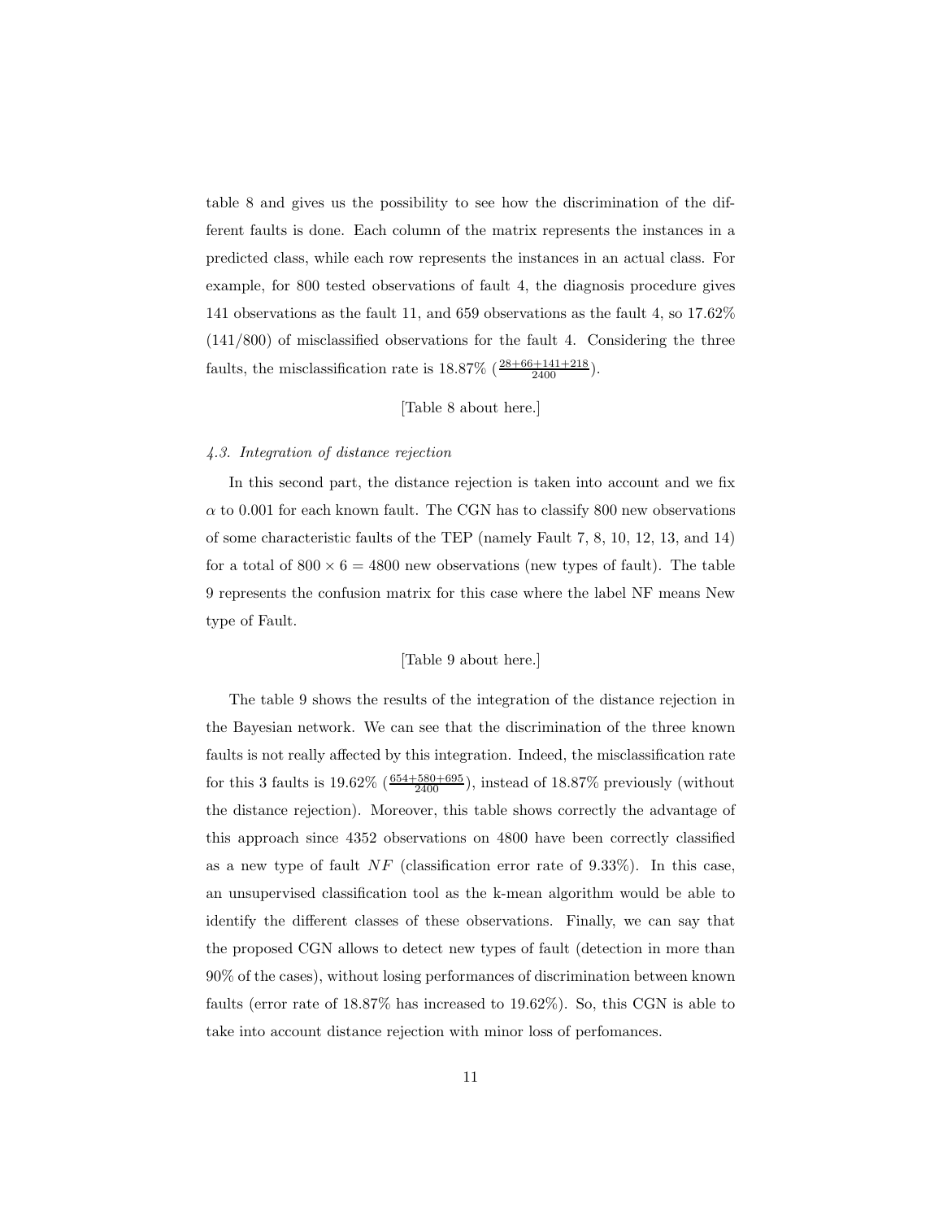table 8 and gives us the possibility to see how the discrimination of the different faults is done. Each column of the matrix represents the instances in a predicted class, while each row represents the instances in an actual class. For example, for 800 tested observations of fault 4, the diagnosis procedure gives 141 observations as the fault 11, and 659 observations as the fault 4, so 17.62% (141/800) of misclassified observations for the fault 4. Considering the three faults, the misclassification rate is 18.87% ($\frac{28+66+141+218}{2400}$).

[Table 8 about here.]

### *4.3. Integration of distance rejection*

In this second part, the distance rejection is taken into account and we fix $\alpha$ to 0.001 for each known fault. The CGN has to classify 800 new observations of some characteristic faults of the TEP (namely Fault 7, 8, 10, 12, 13, and 14) for a total of $800 \times 6 = 4800$ new observations (new types of fault). The table 9 represents the confusion matrix for this case where the label NF means New type of Fault.

[Table 9 about here.]

The table 9 shows the results of the integration of the distance rejection in the Bayesian network. We can see that the discrimination of the three known faults is not really affected by this integration. Indeed, the misclassification rate for this 3 faults is 19.62% ($\frac{654+580+695}{2400}$), instead of 18.87% previously (without the distance rejection). Moreover, this table shows correctly the advantage of this approach since 4352 observations on 4800 have been correctly classified as a new type of fault $NF$ (classification error rate of 9.33%). In this case, an unsupervised classification tool as the k-mean algorithm would be able to identify the different classes of these observations. Finally, we can say that the proposed CGN allows to detect new types of fault (detection in more than 90% of the cases), without losing performances of discrimination between known faults (error rate of 18.87% has increased to 19.62%). So, this CGN is able to take into account distance rejection with minor loss of perfomances.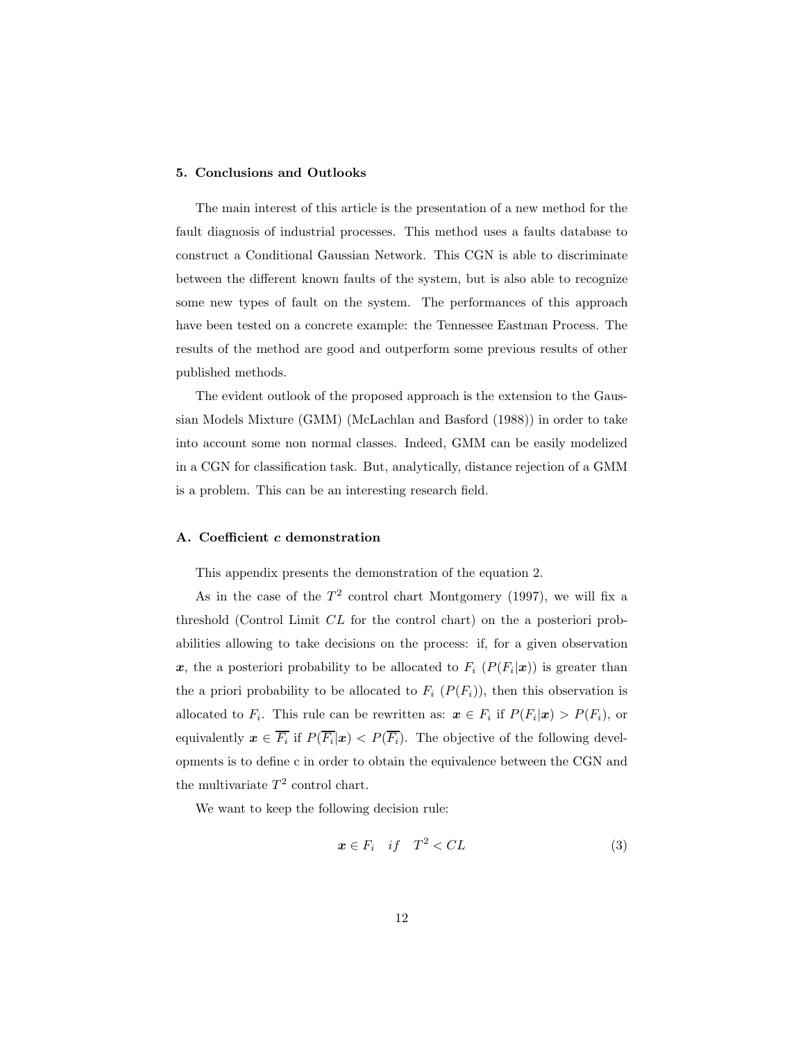## 5. Conclusions and Outlooks

The main interest of this article is the presentation of a new method for the fault diagnosis of industrial processes. This method uses a faults database to construct a Conditional Gaussian Network. This CGN is able to discriminate between the different known faults of the system, but is also able to recognize some new types of fault on the system. The performances of this approach have been tested on a concrete example: the Tennessee Eastman Process. The results of the method are good and outperform some previous results of other published methods.

The evident outlook of the proposed approach is the extension to the Gaussian Models Mixture (GMM) (McLachlan and Basford (1988)) in order to take into account some non normal classes. Indeed, GMM can be easily modelized in a CGN for classification task. But, analytically, distance rejection of a GMM is a problem. This can be an interesting research field.

## A. Coefficient $c$ demonstration

This appendix presents the demonstration of the equation 2.

As in the case of the $T^2$ control chart Montgomery (1997), we will fix a threshold (Control Limit $CL$ for the control chart) on the a posteriori probabilities allowing to take decisions on the process: if, for a given observation $\boldsymbol{x}$, the a posteriori probability to be allocated to $F_i$ ($P(F_i|\boldsymbol{x})$) is greater than the a priori probability to be allocated to $F_i$ ($P(F_i)$), then this observation is allocated to $F_i$. This rule can be rewritten as: $\boldsymbol{x} \in F_i$ if $P(F_i|\boldsymbol{x}) > P(F_i)$, or equivalently $\boldsymbol{x} \in \overline{F_i}$ if $P(\overline{F_i}|\boldsymbol{x}) < P(\overline{F_i})$. The objective of the following developments is to define c in order to obtain the equivalence between the CGN and the multivariate $T^2$ control chart.

We want to keep the following decision rule:

$$\boldsymbol{x} \in F_i \quad if \quad T^2 < CL \tag{3}$$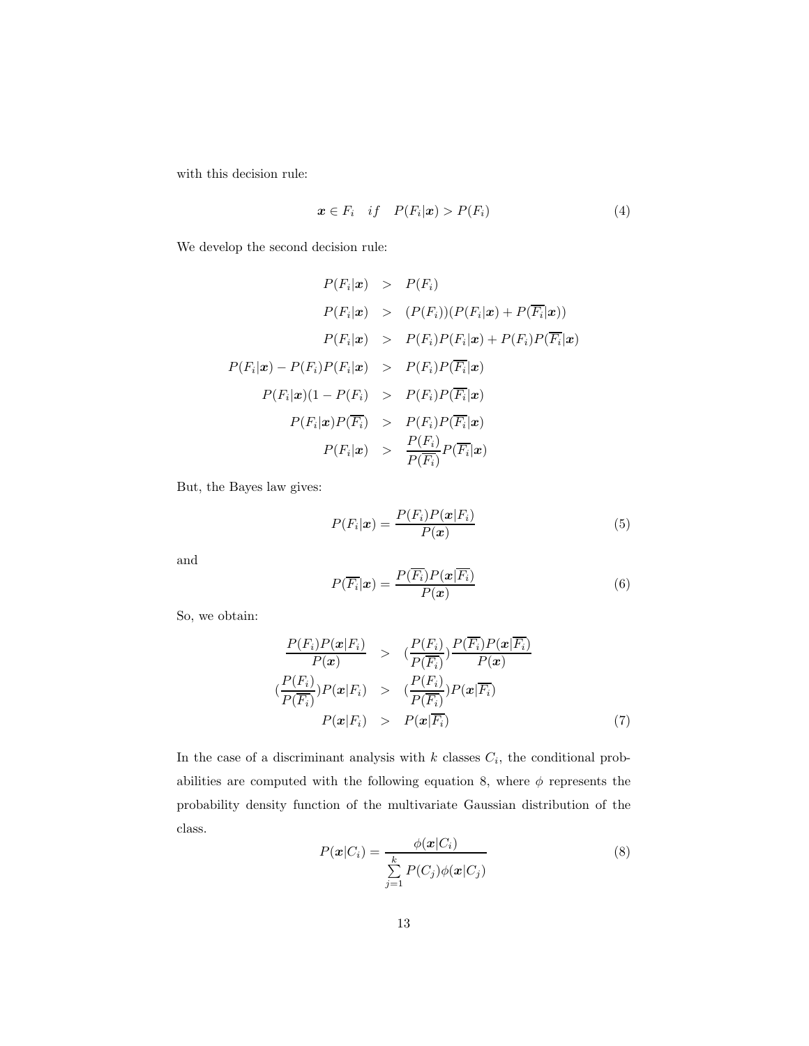with this decision rule:

$$\boldsymbol{x} \in F_i \quad if \quad P(F_i|\boldsymbol{x}) > P(F_i) \tag{4}$$

We develop the second decision rule:

$$\begin{aligned}
P(F_i|\boldsymbol{x}) &> P(F_i) \\
P(F_i|\boldsymbol{x}) &> (P(F_i))(P(F_i|\boldsymbol{x}) + P(\overline{F_i}|\boldsymbol{x})) \\
P(F_i|\boldsymbol{x}) &> P(F_i)P(F_i|\boldsymbol{x}) + P(F_i)P(\overline{F_i}|\boldsymbol{x}) \\
P(F_i|\boldsymbol{x}) - P(F_i)P(F_i|\boldsymbol{x}) &> P(F_i)P(\overline{F_i}|\boldsymbol{x}) \\
P(F_i|\boldsymbol{x})(1 - P(F_i) &> P(F_i)P(\overline{F_i}|\boldsymbol{x}) \\
P(F_i|\boldsymbol{x})P(\overline{F_i}) &> P(F_i)P(\overline{F_i}|\boldsymbol{x}) \\
P(F_i|\boldsymbol{x}) &> \frac{P(F_i)}{P(\overline{F_i})}P(\overline{F_i}|\boldsymbol{x})
\end{aligned}$$

But, the Bayes law gives:

$$P(F_i|\boldsymbol{x}) = \frac{P(F_i)P(\boldsymbol{x}|F_i)}{P(\boldsymbol{x})} \tag{5}$$

and

$$P(\overline{F_i}|\boldsymbol{x}) = \frac{P(\overline{F_i})P(\boldsymbol{x}|\overline{F_i})}{P(\boldsymbol{x})} \tag{6}$$

So, we obtain:

$$\begin{aligned}
\frac{P(F_i)P(\boldsymbol{x}|F_i)}{P(\boldsymbol{x})} &> (\frac{P(F_i)}{P(\overline{F_i})})\frac{P(\overline{F_i})P(\boldsymbol{x}|\overline{F_i})}{P(\boldsymbol{x})} \\
(\frac{P(F_i)}{P(\overline{F_i})})P(\boldsymbol{x}|F_i) &> (\frac{P(F_i)}{P(\overline{F_i})})P(\boldsymbol{x}|\overline{F_i}) \\
P(\boldsymbol{x}|F_i) &> P(\boldsymbol{x}|\overline{F_i})
\end{aligned} \tag{7}$$

In the case of a discriminant analysis with $k$ classes $C_i$, the conditional probabilities are computed with the following equation 8, where $\phi$ represents the probability density function of the multivariate Gaussian distribution of the class.

$$P(\boldsymbol{x}|C_i) = \frac{\phi(\boldsymbol{x}|C_i)}{\sum_{j=1}^{k} P(C_j)\phi(\boldsymbol{x}|C_j)} \tag{8}$$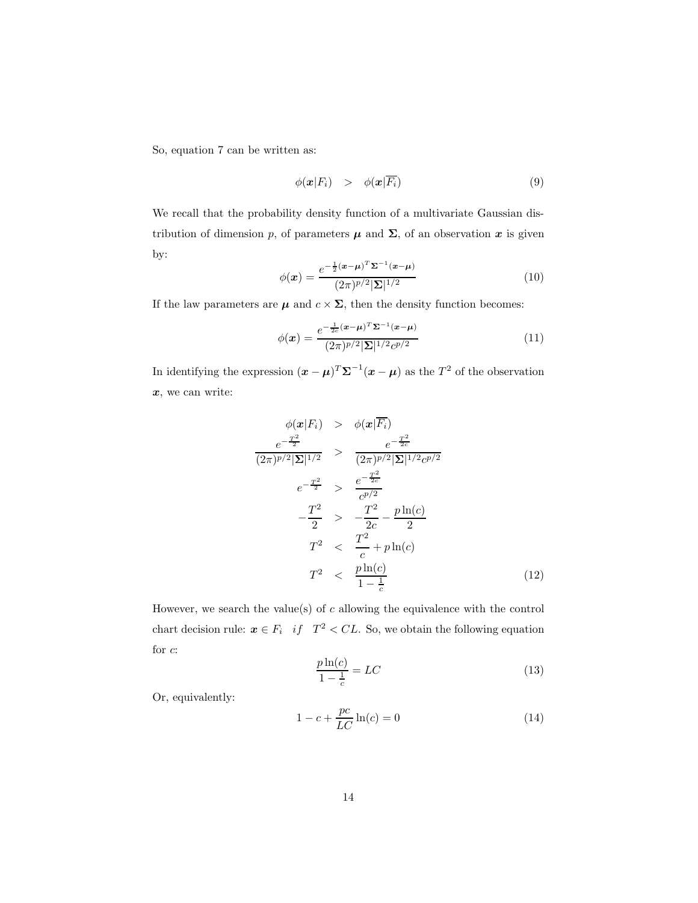So, equation 7 can be written as:

$$\phi(\boldsymbol{x}|F_i) \quad > \quad \phi(\boldsymbol{x}|\overline{F_i}) \tag{9}$$

We recall that the probability density function of a multivariate Gaussian distribution of dimension $p$, of parameters $\boldsymbol{\mu}$ and $\boldsymbol{\Sigma}$, of an observation $\boldsymbol{x}$ is given by:

$$\phi(\boldsymbol{x}) = \frac{e^{-\frac{1}{2}(\boldsymbol{x}-\boldsymbol{\mu})^T\boldsymbol{\Sigma}^{-1}(\boldsymbol{x}-\boldsymbol{\mu})}}{(2\pi)^{p/2}|\boldsymbol{\Sigma}|^{1/2}} \tag{10}$$

If the law parameters are $\boldsymbol{\mu}$ and $c \times \boldsymbol{\Sigma}$, then the density function becomes:

$$\phi(\boldsymbol{x}) = \frac{e^{-\frac{1}{2c}(\boldsymbol{x}-\boldsymbol{\mu})^T\boldsymbol{\Sigma}^{-1}(\boldsymbol{x}-\boldsymbol{\mu})}}{(2\pi)^{p/2}|\boldsymbol{\Sigma}|^{1/2}c^{p/2}} \tag{11}$$

In identifying the expression $(\boldsymbol{x}-\boldsymbol{\mu})^T\boldsymbol{\Sigma}^{-1}(\boldsymbol{x}-\boldsymbol{\mu})$ as the $T^2$ of the observation $\boldsymbol{x}$, we can write:

$$\begin{aligned}
\phi(\boldsymbol{x}|F_i) &> \phi(\boldsymbol{x}|\overline{F_i}) \\
\frac{e^{-\frac{T^2}{2}}}{(2\pi)^{p/2}|\boldsymbol{\Sigma}|^{1/2}} &> \frac{e^{-\frac{T^2}{2c}}}{(2\pi)^{p/2}|\boldsymbol{\Sigma}|^{1/2}c^{p/2}} \\
e^{-\frac{T^2}{2}} &> \frac{e^{-\frac{T^2}{2c}}}{c^{p/2}} \\
-\frac{T^2}{2} &> -\frac{T^2}{2c} - \frac{p\ln(c)}{2} \\
T^2 &< \frac{T^2}{c} + p\ln(c) \\
T^2 &< \frac{p\ln(c)}{1-\frac{1}{c}}
\end{aligned} \tag{12}$$

However, we search the value(s) of $c$ allowing the equivalence with the control chart decision rule: $\boldsymbol{x} \in F_i \quad if \quad T^2 < CL$. So, we obtain the following equation for $c$:

$$\frac{p\ln(c)}{1-\frac{1}{c}} = LC \tag{13}$$

Or, equivalently:

$$1 - c + \frac{pc}{LC}\ln(c) = 0 \tag{14}$$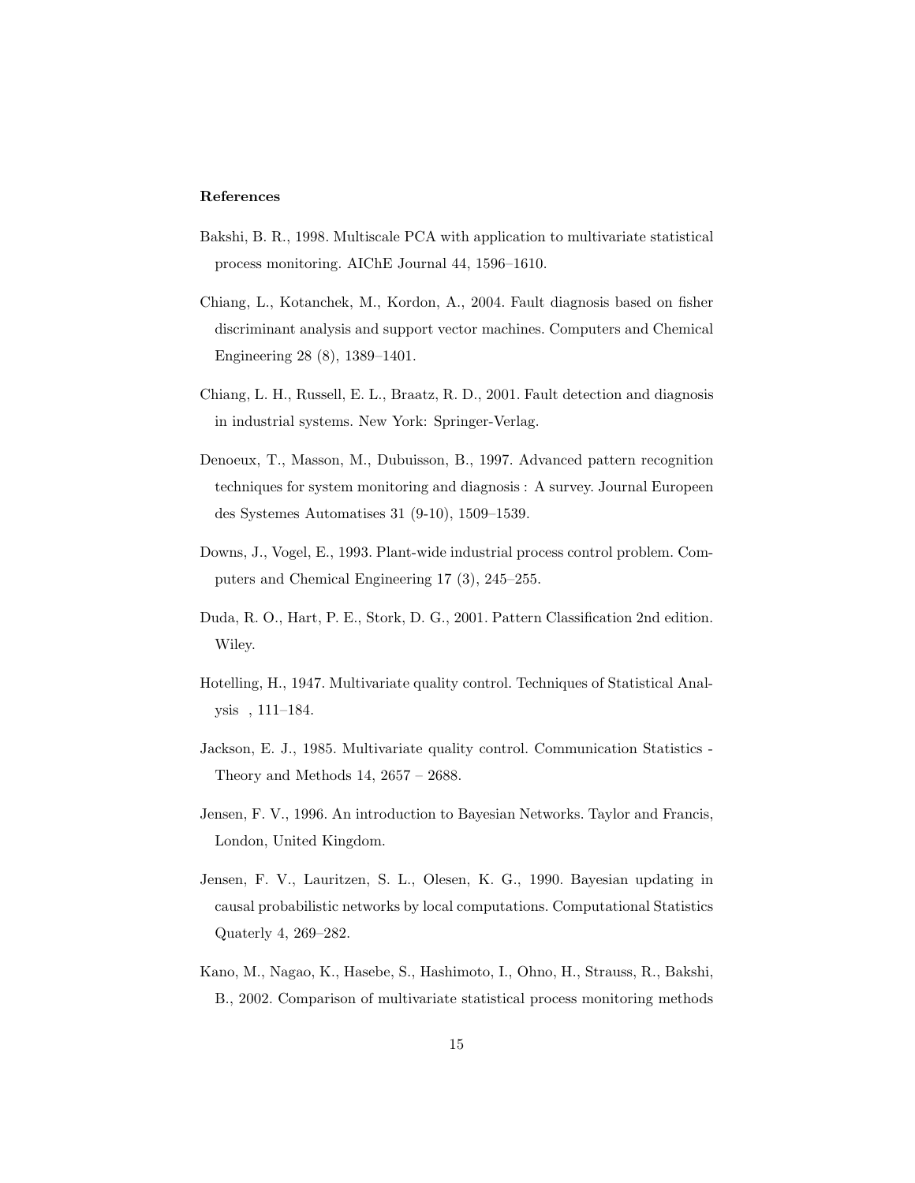### References

Bakshi, B. R., 1998. Multiscale PCA with application to multivariate statistical process monitoring. AIChE Journal 44, 1596–1610.

Chiang, L., Kotanchek, M., Kordon, A., 2004. Fault diagnosis based on fisher discriminant analysis and support vector machines. Computers and Chemical Engineering 28 (8), 1389–1401.

Chiang, L. H., Russell, E. L., Braatz, R. D., 2001. Fault detection and diagnosis in industrial systems. New York: Springer-Verlag.

Denoeux, T., Masson, M., Dubuisson, B., 1997. Advanced pattern recognition techniques for system monitoring and diagnosis : A survey. Journal Europeen des Systemes Automatises 31 (9-10), 1509–1539.

Downs, J., Vogel, E., 1993. Plant-wide industrial process control problem. Computers and Chemical Engineering 17 (3), 245–255.

Duda, R. O., Hart, P. E., Stork, D. G., 2001. Pattern Classification 2nd edition. Wiley.

Hotelling, H., 1947. Multivariate quality control. Techniques of Statistical Analysis , 111–184.

Jackson, E. J., 1985. Multivariate quality control. Communication Statistics - Theory and Methods 14, 2657 – 2688.

Jensen, F. V., 1996. An introduction to Bayesian Networks. Taylor and Francis, London, United Kingdom.

Jensen, F. V., Lauritzen, S. L., Olesen, K. G., 1990. Bayesian updating in causal probabilistic networks by local computations. Computational Statistics Quaterly 4, 269–282.

Kano, M., Nagao, K., Hasebe, S., Hashimoto, I., Ohno, H., Strauss, R., Bakshi, B., 2002. Comparison of multivariate statistical process monitoring methods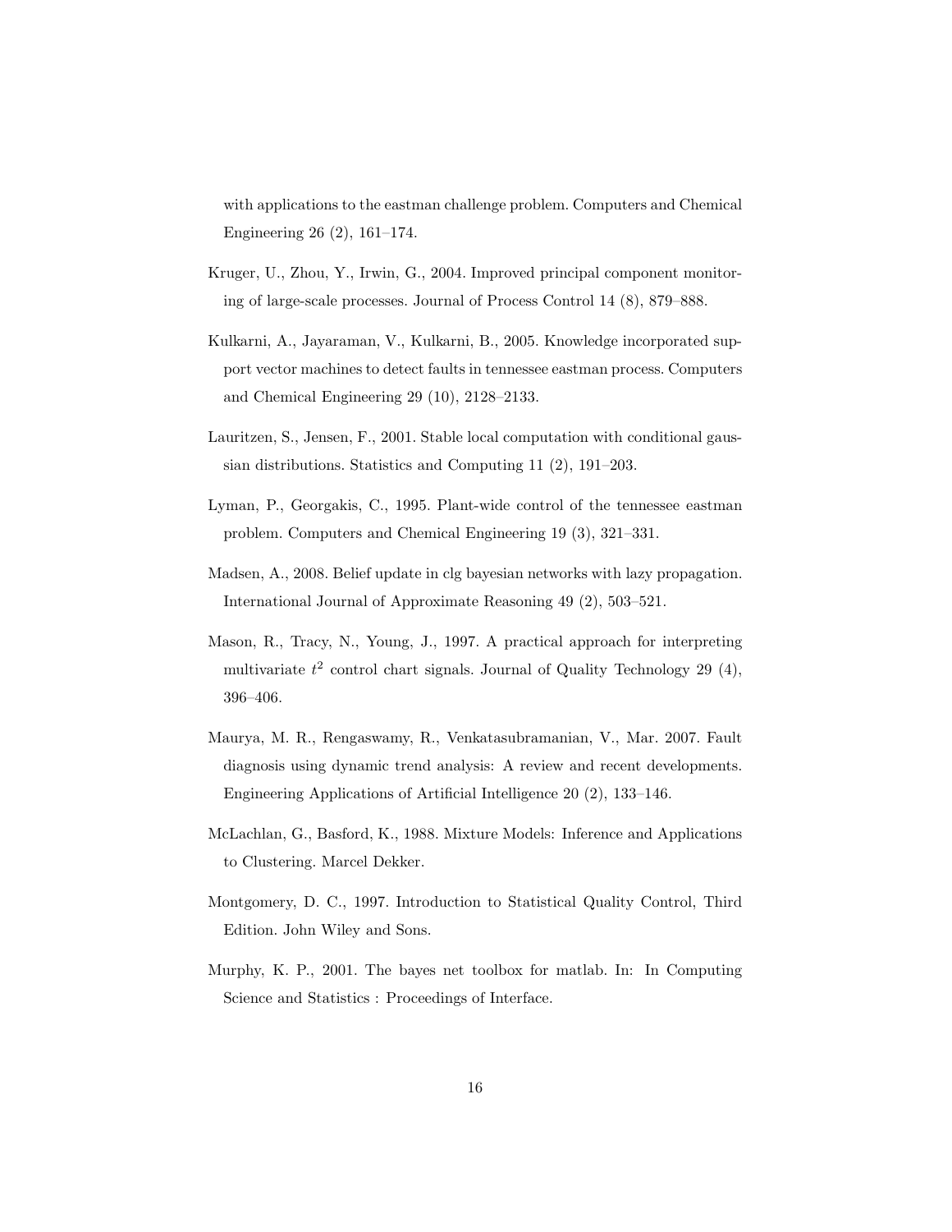with applications to the eastman challenge problem. Computers and Chemical Engineering 26 (2), 161–174.

Kruger, U., Zhou, Y., Irwin, G., 2004. Improved principal component monitoring of large-scale processes. Journal of Process Control 14 (8), 879–888.

Kulkarni, A., Jayaraman, V., Kulkarni, B., 2005. Knowledge incorporated support vector machines to detect faults in tennessee eastman process. Computers and Chemical Engineering 29 (10), 2128–2133.

Lauritzen, S., Jensen, F., 2001. Stable local computation with conditional gaussian distributions. Statistics and Computing 11 (2), 191–203.

Lyman, P., Georgakis, C., 1995. Plant-wide control of the tennessee eastman problem. Computers and Chemical Engineering 19 (3), 321–331.

Madsen, A., 2008. Belief update in clg bayesian networks with lazy propagation. International Journal of Approximate Reasoning 49 (2), 503–521.

Mason, R., Tracy, N., Young, J., 1997. A practical approach for interpreting multivariate $t^2$ control chart signals. Journal of Quality Technology 29 (4), 396–406.

Maurya, M. R., Rengaswamy, R., Venkatasubramanian, V., Mar. 2007. Fault diagnosis using dynamic trend analysis: A review and recent developments. Engineering Applications of Artificial Intelligence 20 (2), 133–146.

McLachlan, G., Basford, K., 1988. Mixture Models: Inference and Applications to Clustering. Marcel Dekker.

Montgomery, D. C., 1997. Introduction to Statistical Quality Control, Third Edition. John Wiley and Sons.

Murphy, K. P., 2001. The bayes net toolbox for matlab. In: In Computing Science and Statistics : Proceedings of Interface.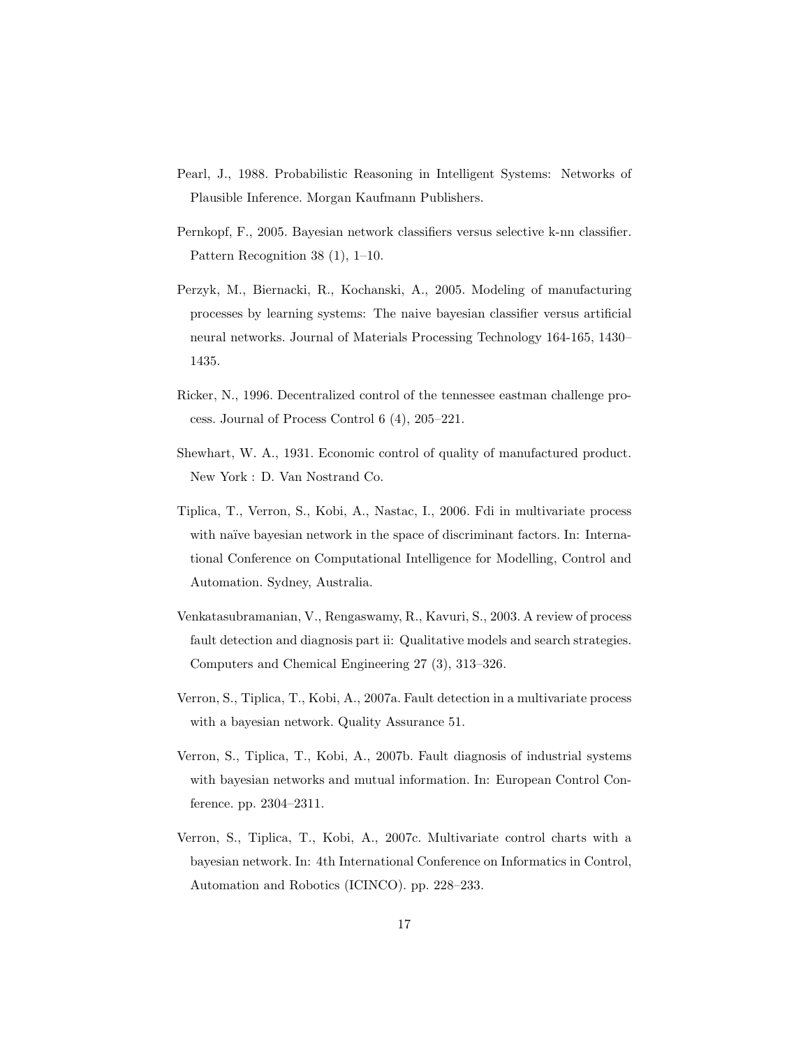Pearl, J., 1988. Probabilistic Reasoning in Intelligent Systems: Networks of Plausible Inference. Morgan Kaufmann Publishers.

Pernkopf, F., 2005. Bayesian network classifiers versus selective k-nn classifier. Pattern Recognition 38 (1), 1–10.

Perzyk, M., Biernacki, R., Kochanski, A., 2005. Modeling of manufacturing processes by learning systems: The naive bayesian classifier versus artificial neural networks. Journal of Materials Processing Technology 164-165, 1430–1435.

Ricker, N., 1996. Decentralized control of the tennessee eastman challenge process. Journal of Process Control 6 (4), 205–221.

Shewhart, W. A., 1931. Economic control of quality of manufactured product. New York : D. Van Nostrand Co.

Tiplica, T., Verron, S., Kobi, A., Nastac, I., 2006. Fdi in multivariate process with naïve bayesian network in the space of discriminant factors. In: International Conference on Computational Intelligence for Modelling, Control and Automation. Sydney, Australia.

Venkatasubramanian, V., Rengaswamy, R., Kavuri, S., 2003. A review of process fault detection and diagnosis part ii: Qualitative models and search strategies. Computers and Chemical Engineering 27 (3), 313–326.

Verron, S., Tiplica, T., Kobi, A., 2007a. Fault detection in a multivariate process with a bayesian network. Quality Assurance 51.

Verron, S., Tiplica, T., Kobi, A., 2007b. Fault diagnosis of industrial systems with bayesian networks and mutual information. In: European Control Conference. pp. 2304–2311.

Verron, S., Tiplica, T., Kobi, A., 2007c. Multivariate control charts with a bayesian network. In: 4th International Conference on Informatics in Control, Automation and Robotics (ICINCO). pp. 228–233.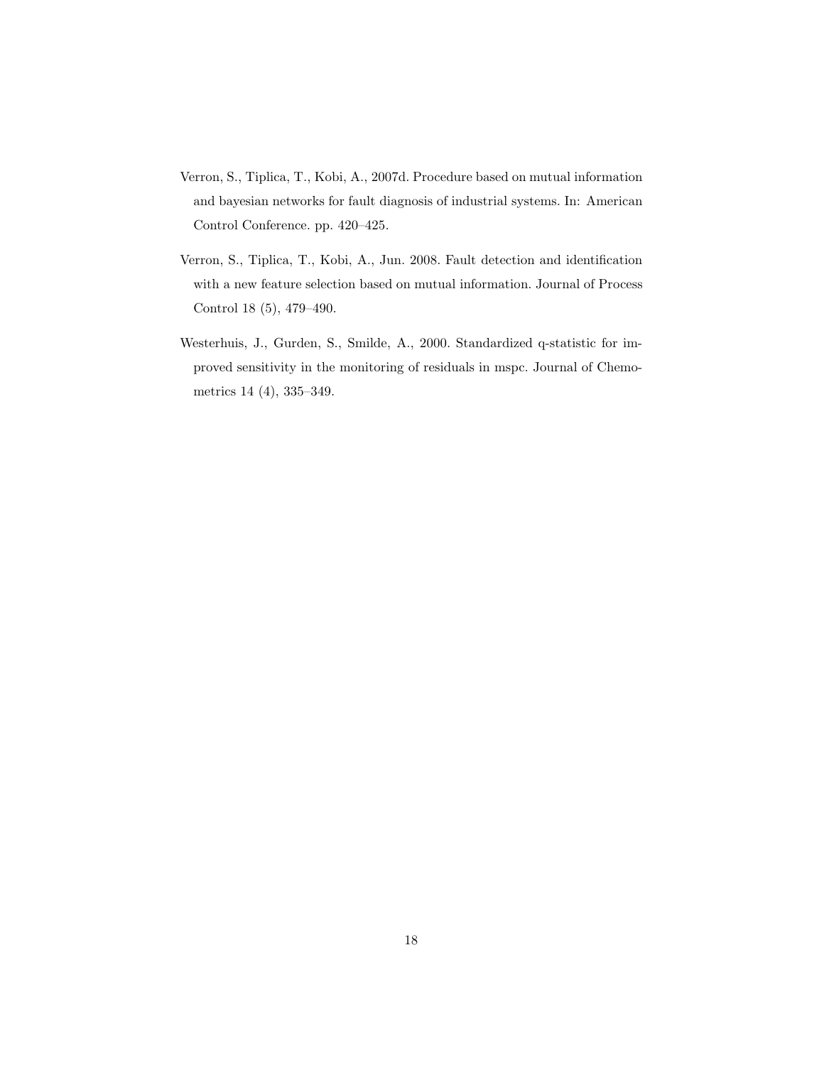Verron, S., Tiplica, T., Kobi, A., 2007d. Procedure based on mutual information and bayesian networks for fault diagnosis of industrial systems. In: American Control Conference. pp. 420–425.

Verron, S., Tiplica, T., Kobi, A., Jun. 2008. Fault detection and identification with a new feature selection based on mutual information. Journal of Process Control 18 (5), 479–490.

Westerhuis, J., Gurden, S., Smilde, A., 2000. Standardized q-statistic for improved sensitivity in the monitoring of residuals in mspc. Journal of Chemometrics 14 (4), 335–349.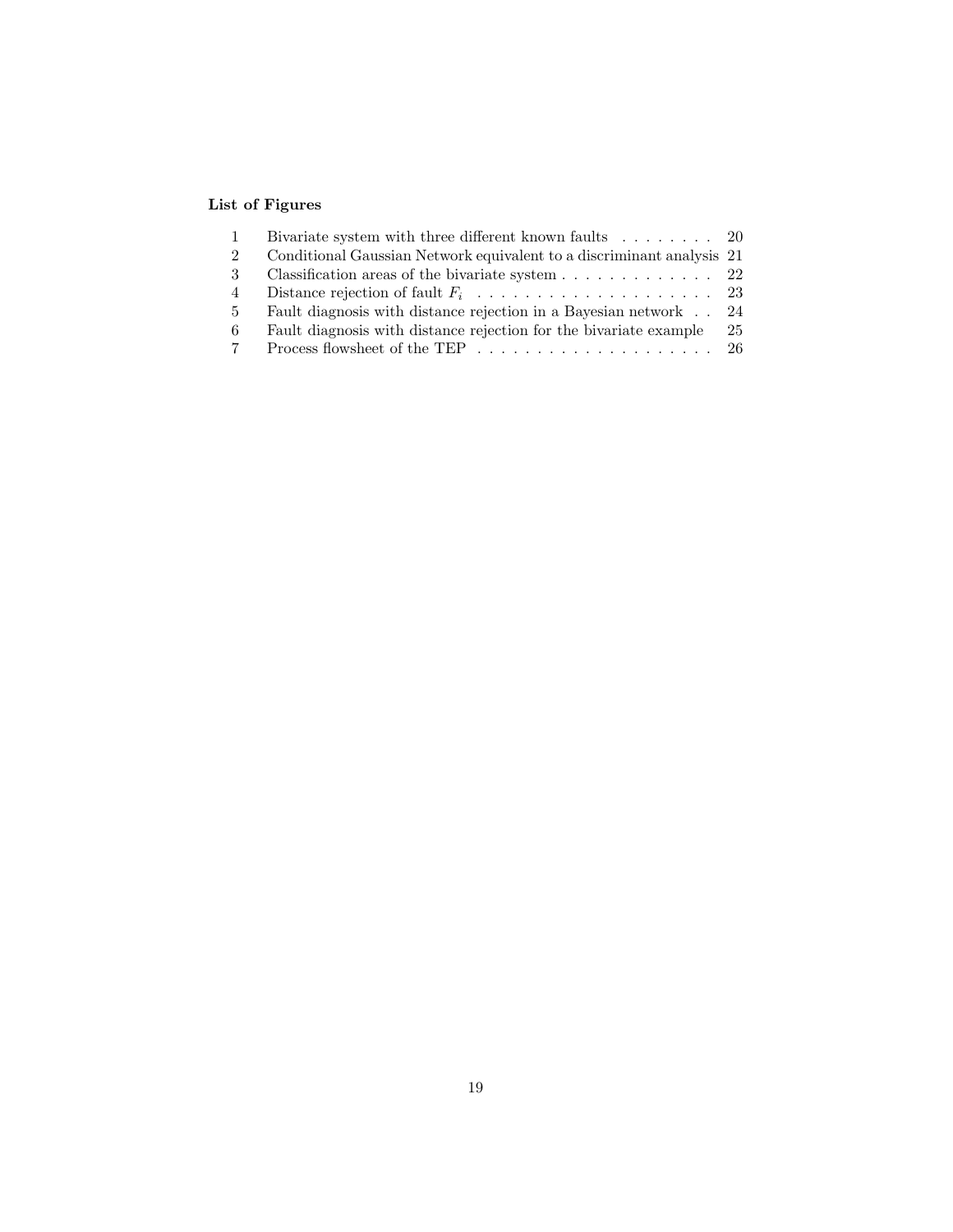### List of Figures

| | | |
|---|---|---|
| 1 | Bivariate system with three different known faults | 20 |
| 2 | Conditional Gaussian Network equivalent to a discriminant analysis | 21 |
| 3 | Classification areas of the bivariate system | 22 |
| 4 | Distance rejection of fault $F_i$ | 23 |
| 5 | Fault diagnosis with distance rejection in a Bayesian network | 24 |
| 6 | Fault diagnosis with distance rejection for the bivariate example | 25 |
| 7 | Process flowsheet of the TEP | 26 |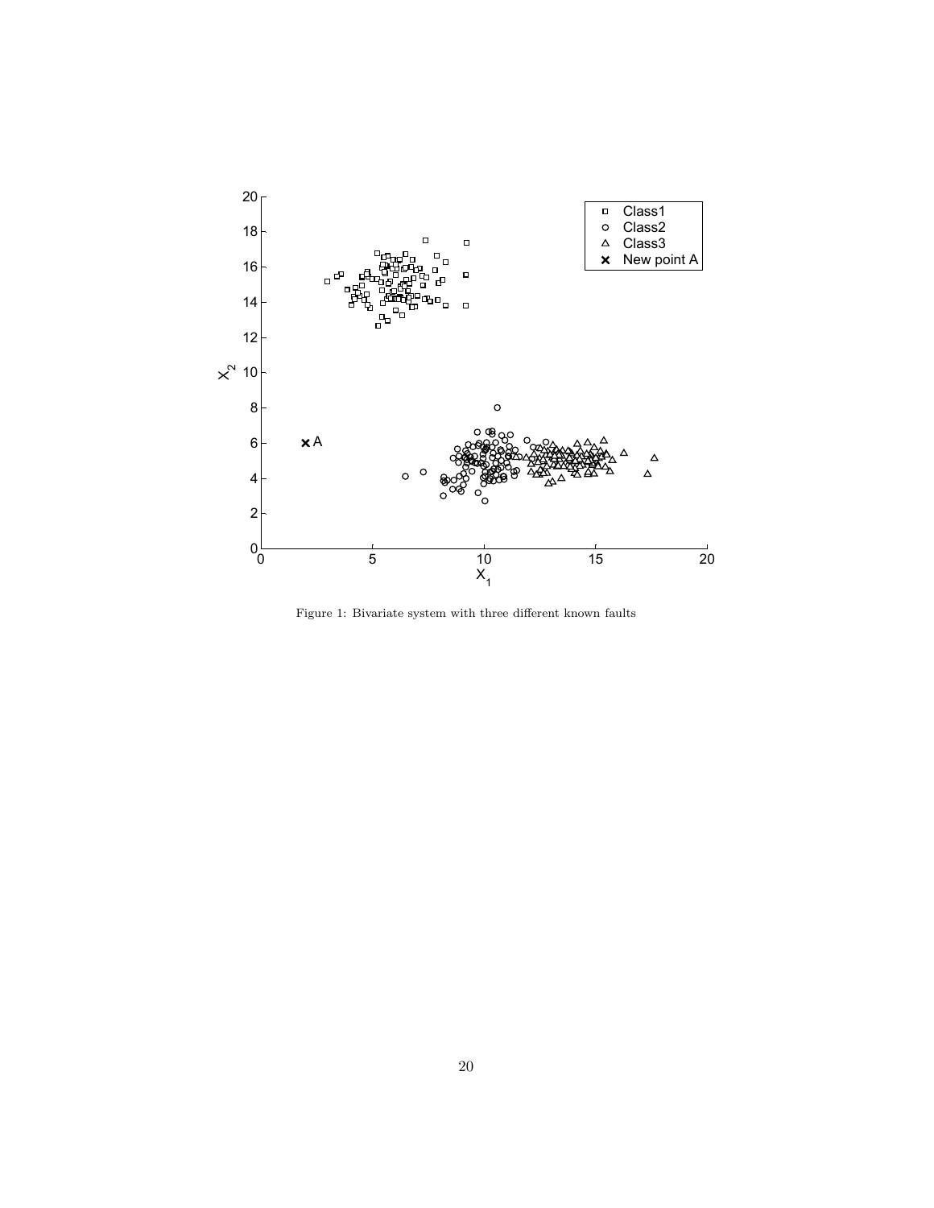Figure 1: Bivariate system with three different known faults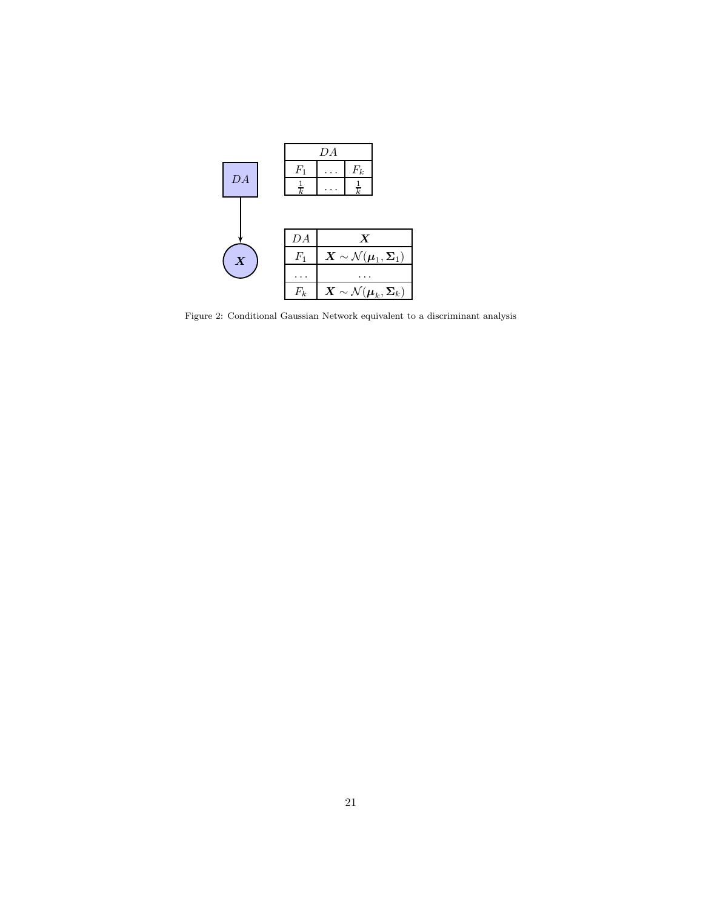| $DA$ | | |
|---|---|---|
| $F_1$ | $\dots$ | $F_k$ |
| $\frac{1}{k}$ | $\dots$ | $\frac{1}{k}$ |

| $DA$ | $\boldsymbol{X}$ |
|---|---|
| $F_1$ | $\boldsymbol{X} \sim \mathcal{N}(\boldsymbol{\mu}_1, \boldsymbol{\Sigma}_1)$ |
| $\dots$ | $\dots$ |
| $F_k$ | $\boldsymbol{X} \sim \mathcal{N}(\boldsymbol{\mu}_k, \boldsymbol{\Sigma}_k)$ |

Figure 2: Conditional Gaussian Network equivalent to a discriminant analysis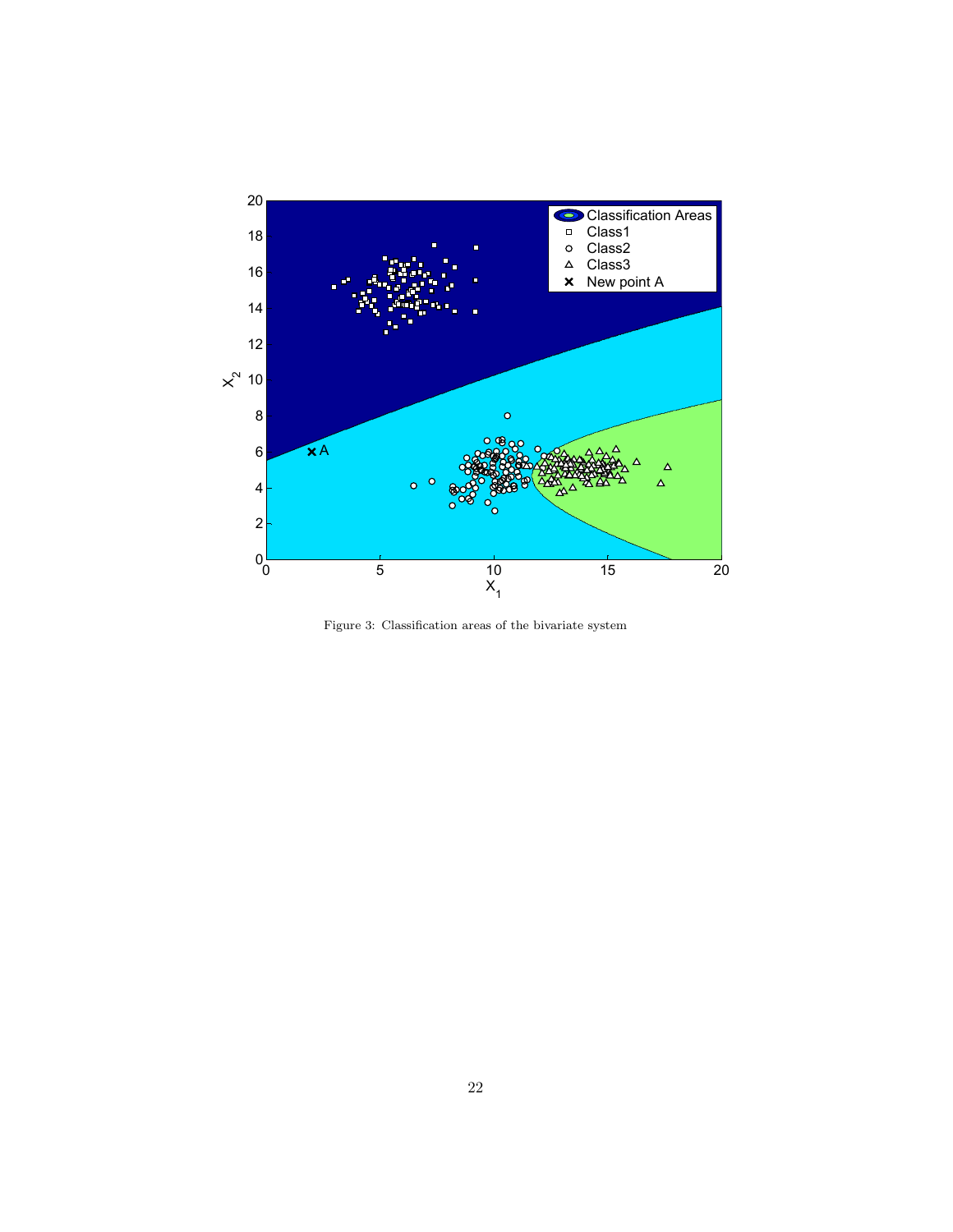Figure 3: Classification areas of the bivariate system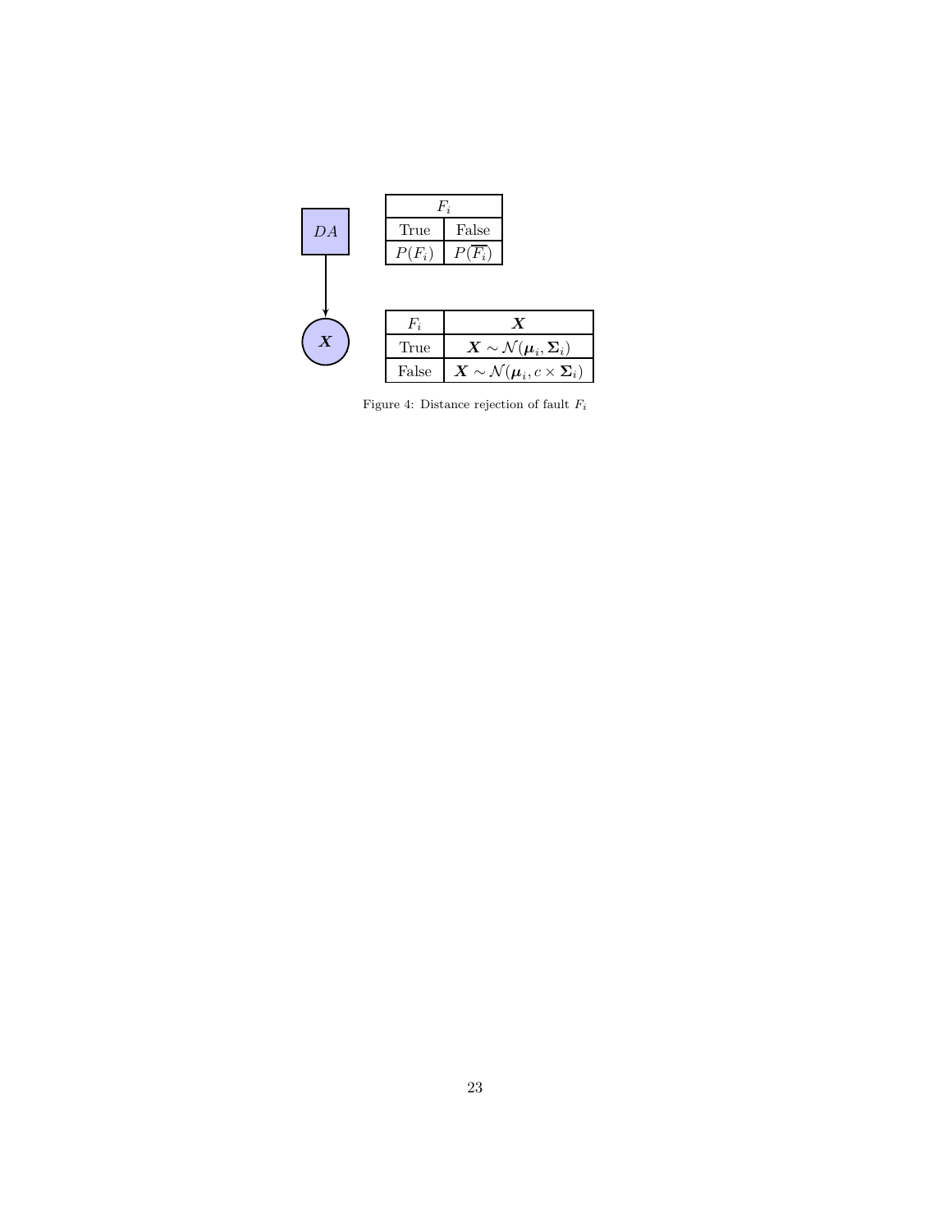DA

$\boldsymbol{X}$

| $F_i$ | |
|---|---|
| True | False |
| $P(F_i)$ | $P(\overline{F_i})$ |

| $F_i$ | $\boldsymbol{X}$ |
|---|---|
| True | $\boldsymbol{X} \sim \mathcal{N}(\boldsymbol{\mu}_i, \boldsymbol{\Sigma}_i)$ |
| False | $\boldsymbol{X} \sim \mathcal{N}(\boldsymbol{\mu}_i, c \times \boldsymbol{\Sigma}_i)$ |

Figure 4: Distance rejection of fault $F_i$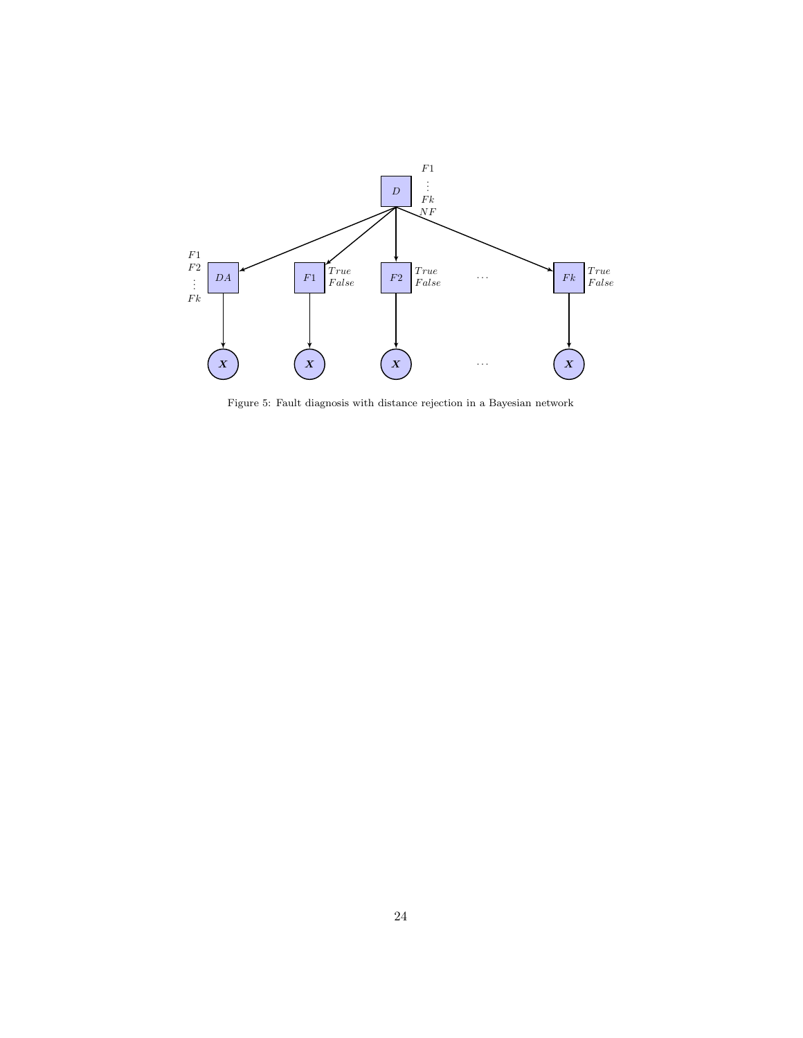Figure 5: Fault diagnosis with distance rejection in a Bayesian network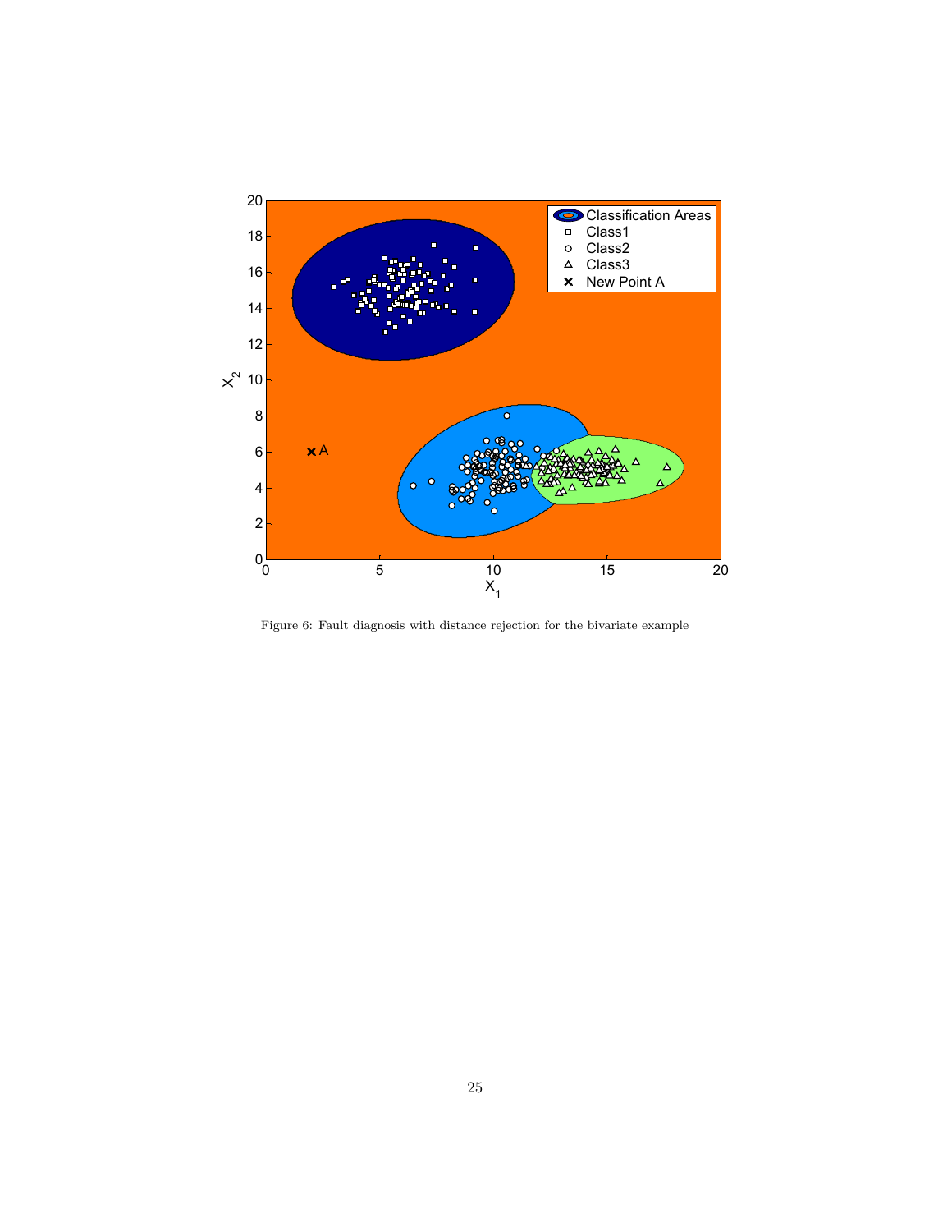Figure 6: Fault diagnosis with distance rejection for the bivariate example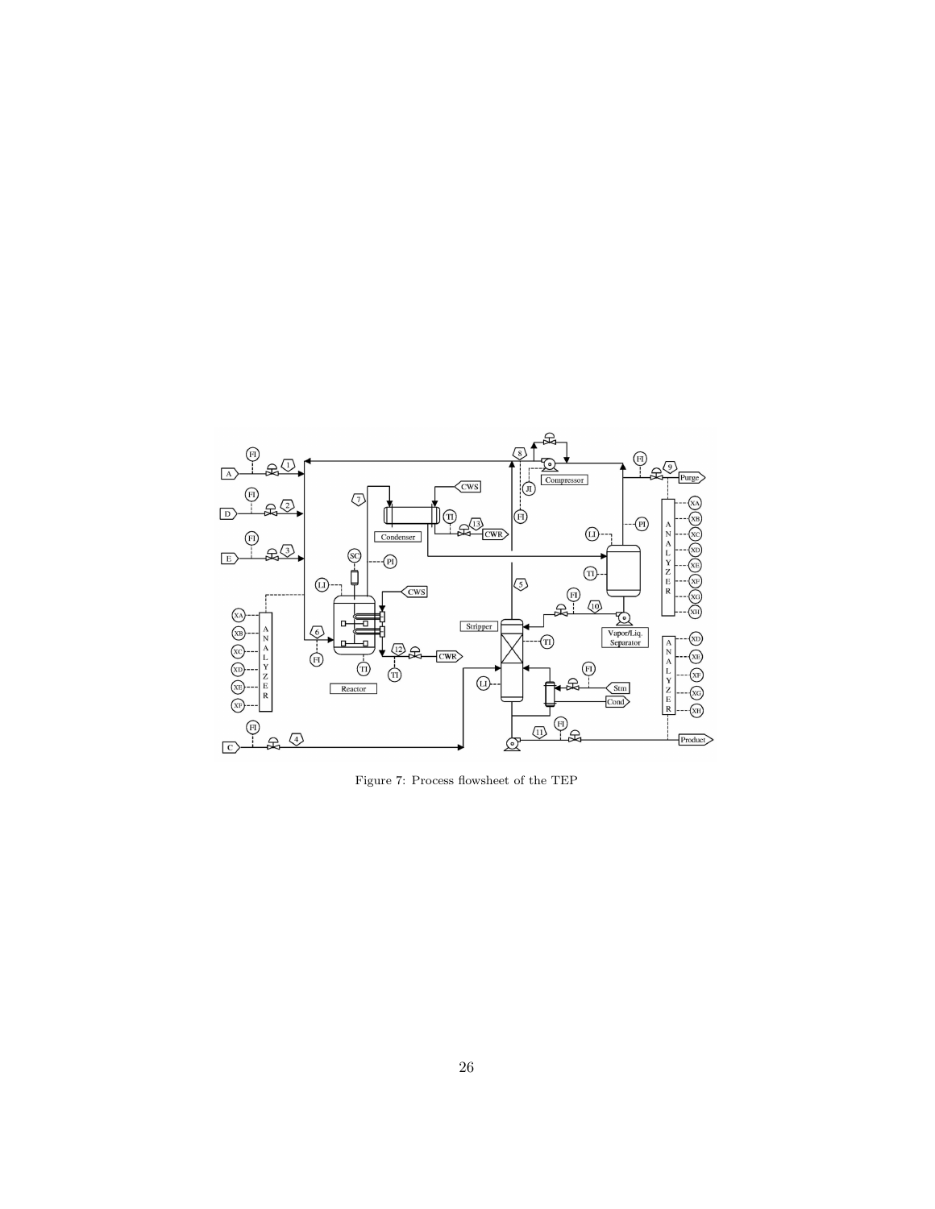Figure 7: Process flowsheet of the TEP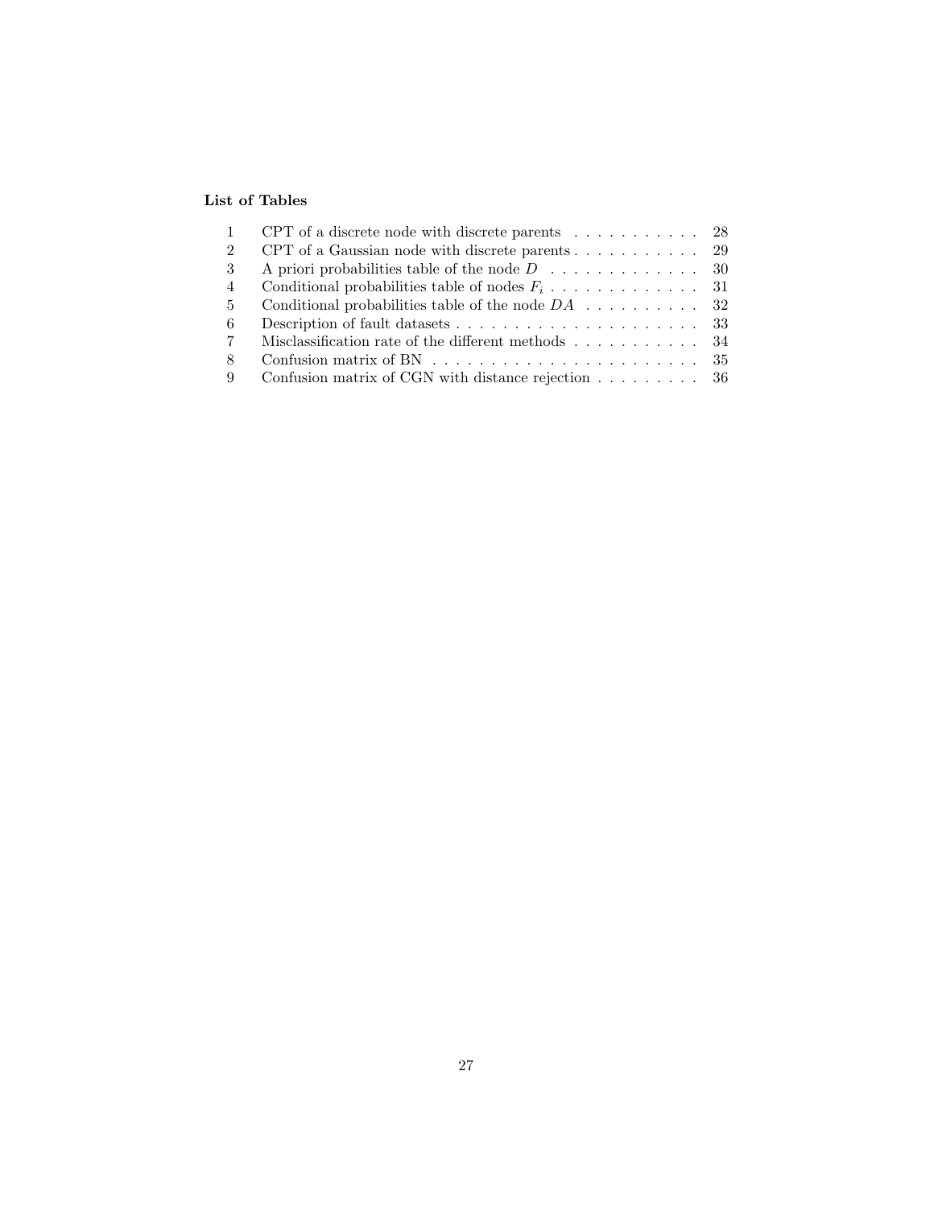**List of Tables**

| | | |
|---|---|---|
| 1 | CPT of a discrete node with discrete parents | 28 |
| 2 | CPT of a Gaussian node with discrete parents | 29 |
| 3 | A priori probabilities table of the node $D$ | 30 |
| 4 | Conditional probabilities table of nodes $F_i$ | 31 |
| 5 | Conditional probabilities table of the node $DA$ | 32 |
| 6 | Description of fault datasets | 33 |
| 7 | Misclassification rate of the different methods | 34 |
| 8 | Confusion matrix of BN | 35 |
| 9 | Confusion matrix of CGN with distance rejection | 36 |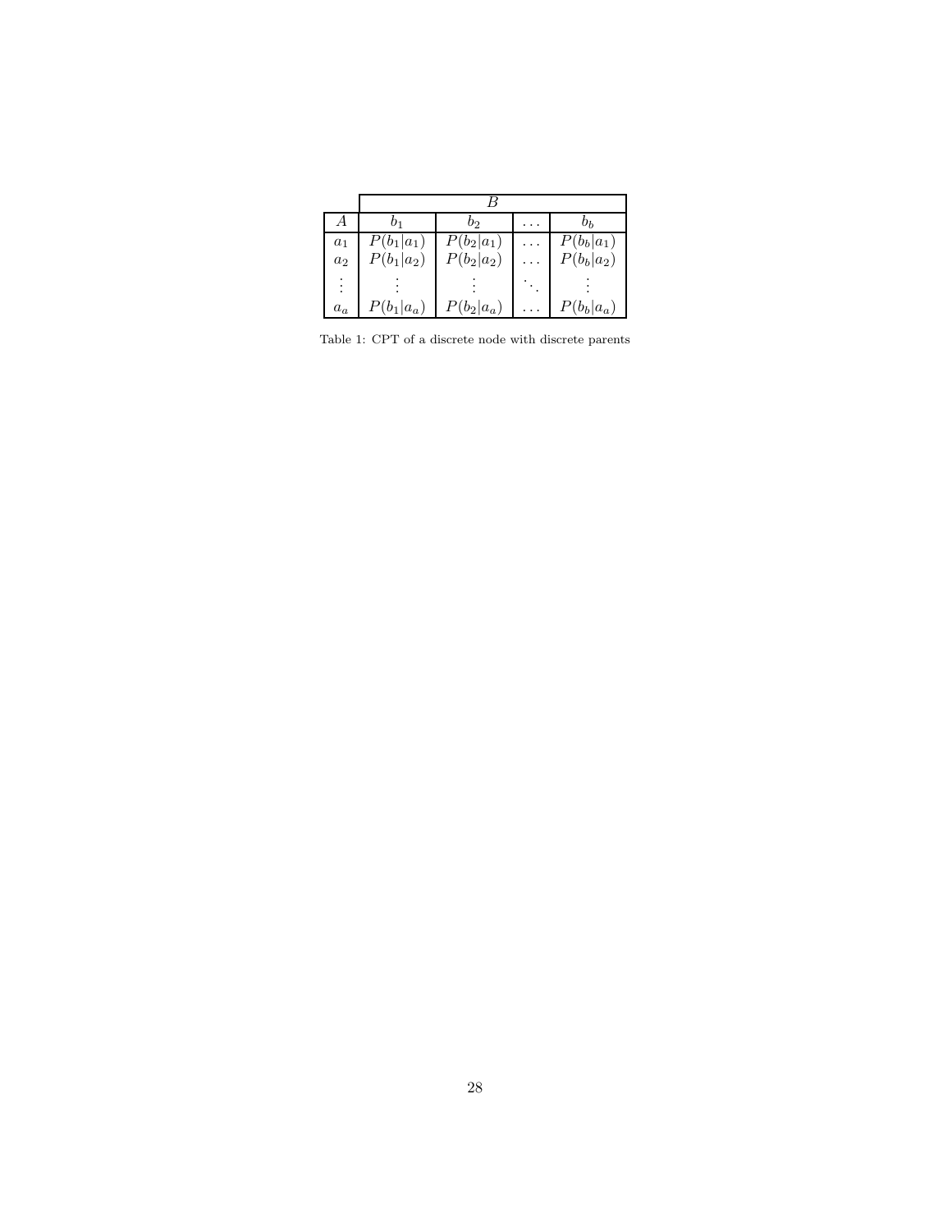|  | $B$ | | | |
|---|---|---|---|---|
| $A$ | $b_1$ | $b_2$ | $\dots$ | $b_b$ |
| $a_1$ | $P(b_1\|a_1)$ | $P(b_2\|a_1)$ | $\dots$ | $P(b_b\|a_1)$ |
| $a_2$ | $P(b_1\|a_2)$ | $P(b_2\|a_2)$ | $\dots$ | $P(b_b\|a_2)$ |
| $\vdots$ | $\vdots$ | $\vdots$ | $\ddots$ | $\vdots$ |
| $a_a$ | $P(b_1\|a_a)$ | $P(b_2\|a_a)$ | $\dots$ | $P(b_b\|a_a)$ |

Table 1: CPT of a discrete node with discrete parents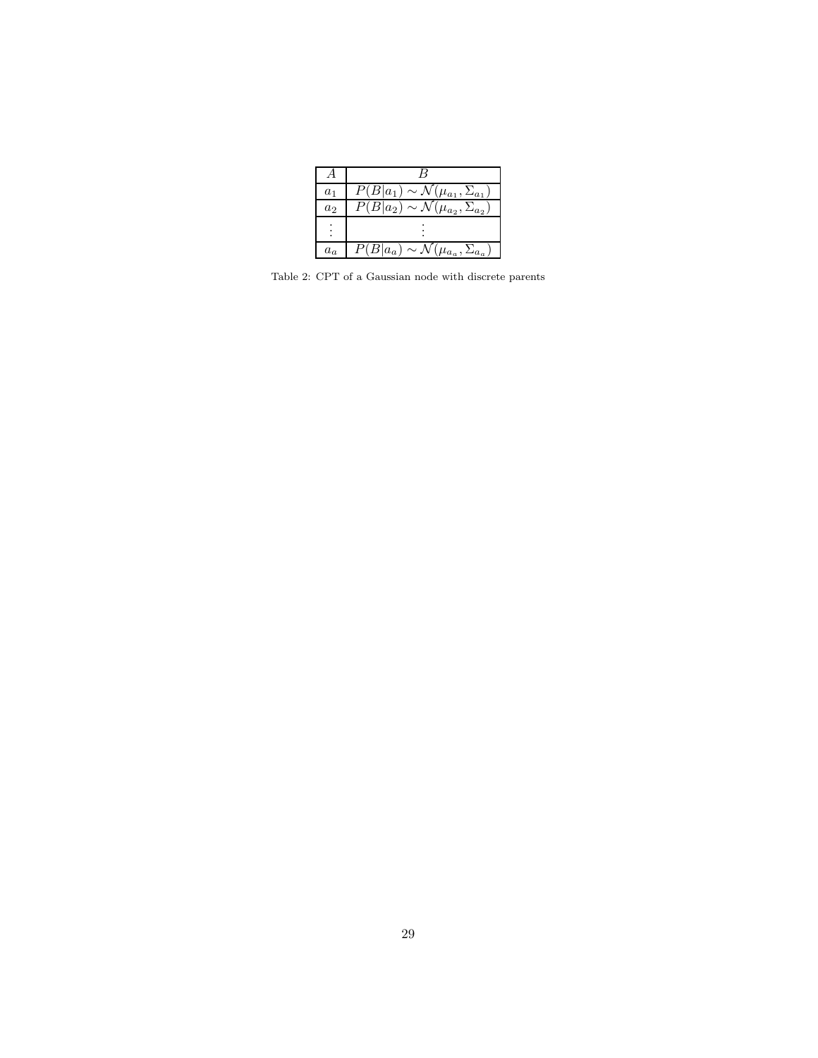| $A$ | $B$ |
| --- | --- |
| $a_1$ | $P(B\|a_1) \sim \mathcal{N}(\mu_{a_1}, \Sigma_{a_1})$ |
| $a_2$ | $P(B\|a_2) \sim \mathcal{N}(\mu_{a_2}, \Sigma_{a_2})$ |
| $\vdots$ | $\vdots$ |
| $a_a$ | $P(B\|a_a) \sim \mathcal{N}(\mu_{a_a}, \Sigma_{a_a})$ |

Table 2: CPT of a Gaussian node with discrete parents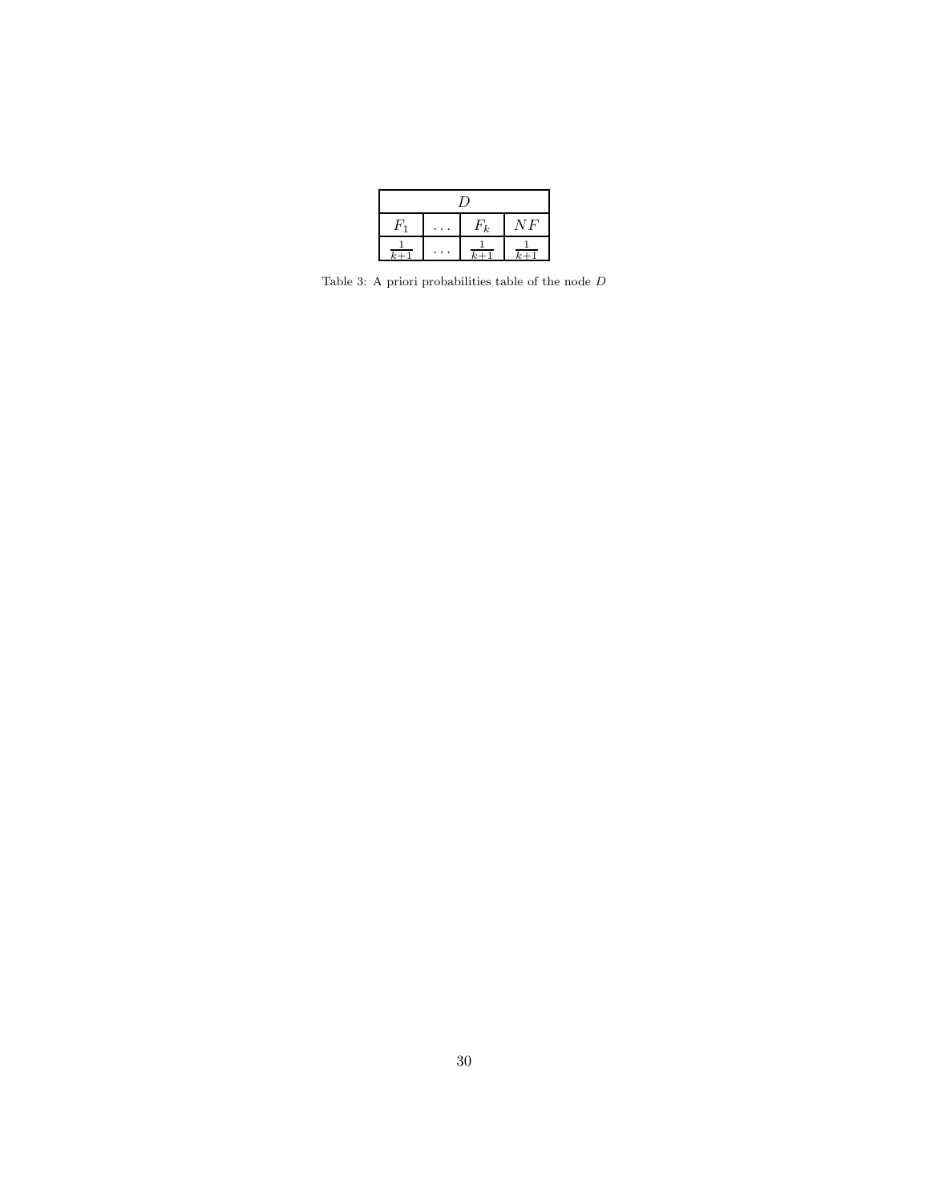| $D$ | | | |
|---|---|---|---|
| $F_1$ | $\ldots$ | $F_k$ | $NF$ |
| $\frac{1}{k+1}$ | $\ldots$ | $\frac{1}{k+1}$ | $\frac{1}{k+1}$ |

Table 3: A priori probabilities table of the node $D$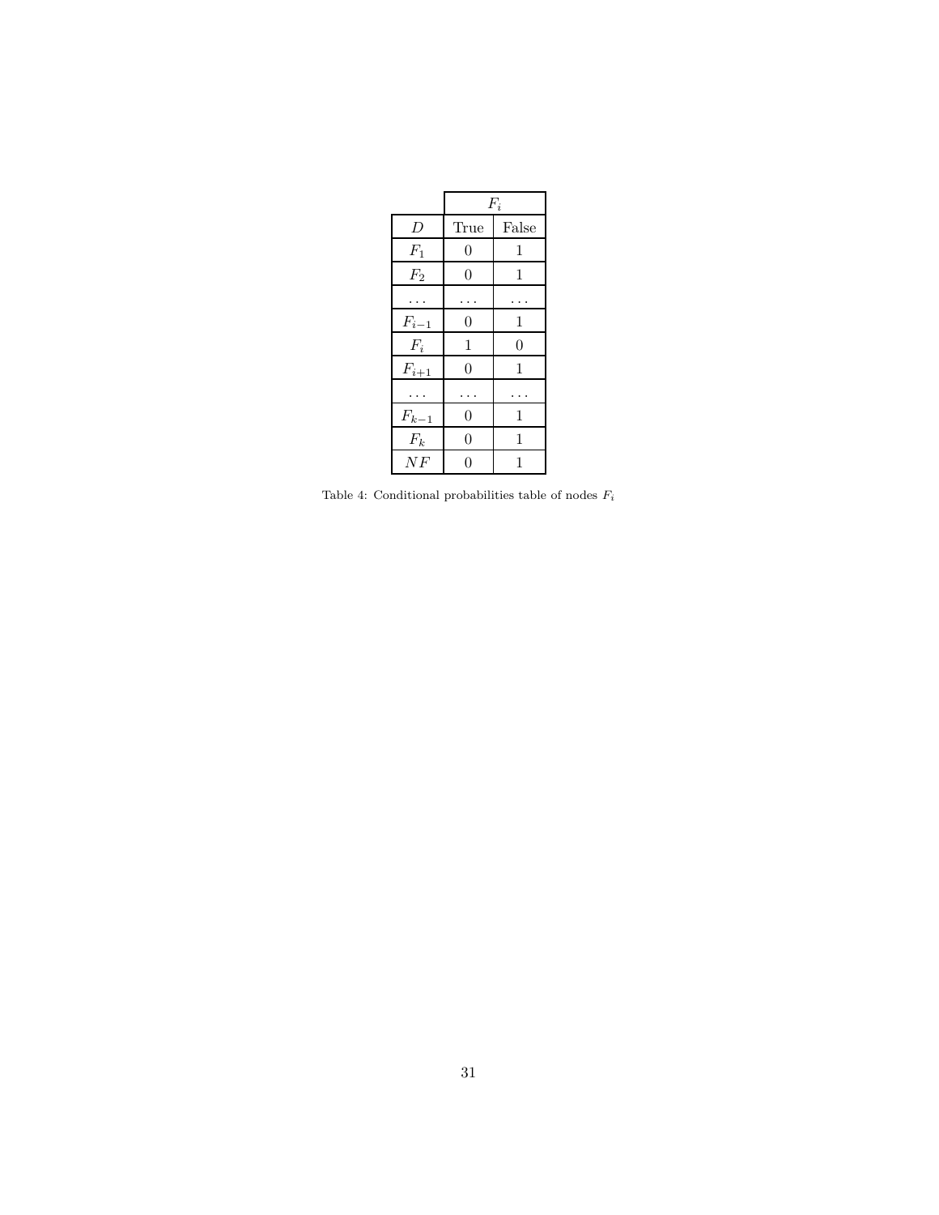| | $F_i$ | |
|---|---|---|
| $D$ | True | False |
| $F_1$ | 0 | 1 |
| $F_2$ | 0 | 1 |
| $\dots$ | $\dots$ | $\dots$ |
| $F_{i-1}$ | 0 | 1 |
| $F_i$ | 1 | 0 |
| $F_{i+1}$ | 0 | 1 |
| $\dots$ | $\dots$ | $\dots$ |
| $F_{k-1}$ | 0 | 1 |
| $F_k$ | 0 | 1 |
| $NF$ | 0 | 1 |

Table 4: Conditional probabilities table of nodes $F_i$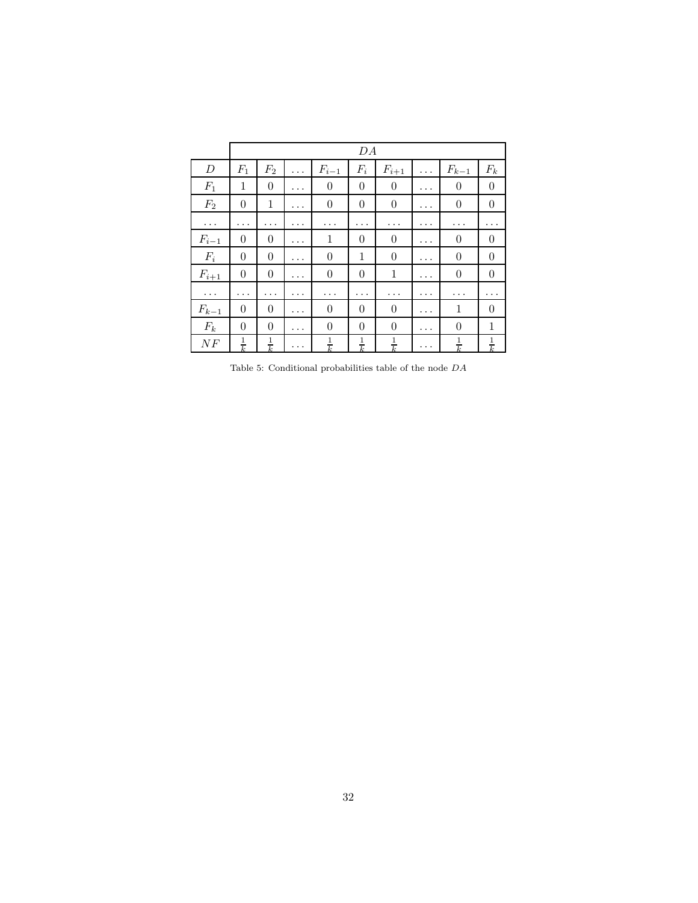| | $DA$ | | | | | | | | |
|---|---|---|---|---|---|---|---|---|---|
| $D$ | $F_1$ | $F_2$ | $\dots$ | $F_{i-1}$ | $F_i$ | $F_{i+1}$ | $\dots$ | $F_{k-1}$ | $F_k$ |
| $F_1$ | 1 | 0 | $\dots$ | 0 | 0 | 0 | $\dots$ | 0 | 0 |
| $F_2$ | 0 | 1 | $\dots$ | 0 | 0 | 0 | $\dots$ | 0 | 0 |
| $\dots$ | $\dots$ | $\dots$ | $\dots$ | $\dots$ | $\dots$ | $\dots$ | $\dots$ | $\dots$ | $\dots$ |
| $F_{i-1}$ | 0 | 0 | $\dots$ | 1 | 0 | 0 | $\dots$ | 0 | 0 |
| $F_i$ | 0 | 0 | $\dots$ | 0 | 1 | 0 | $\dots$ | 0 | 0 |
| $F_{i+1}$ | 0 | 0 | $\dots$ | 0 | 0 | 1 | $\dots$ | 0 | 0 |
| $\dots$ | $\dots$ | $\dots$ | $\dots$ | $\dots$ | $\dots$ | $\dots$ | $\dots$ | $\dots$ | $\dots$ |
| $F_{k-1}$ | 0 | 0 | $\dots$ | 0 | 0 | 0 | $\dots$ | 1 | 0 |
| $F_k$ | 0 | 0 | $\dots$ | 0 | 0 | 0 | $\dots$ | 0 | 1 |
| $NF$ | $\frac{1}{k}$ | $\frac{1}{k}$ | $\dots$ | $\frac{1}{k}$ | $\frac{1}{k}$ | $\frac{1}{k}$ | $\dots$ | $\frac{1}{k}$ | $\frac{1}{k}$ |

Table 5: Conditional probabilities table of the node $DA$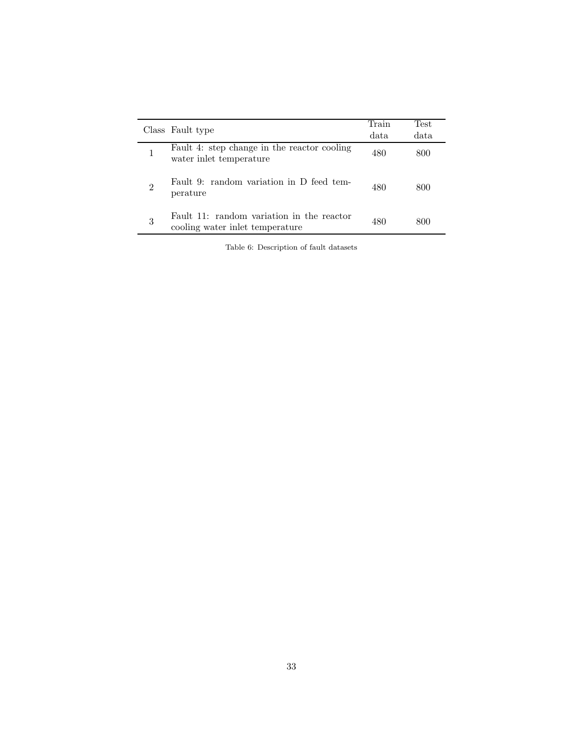| Class | Fault type | Train data | Test data |
| --- | --- | --- | --- |
| 1 | Fault 4: step change in the reactor cooling water inlet temperature | 480 | 800 |
| 2 | Fault 9: random variation in D feed temperature | 480 | 800 |
| 3 | Fault 11: random variation in the reactor cooling water inlet temperature | 480 | 800 |

Table 6: Description of fault datasets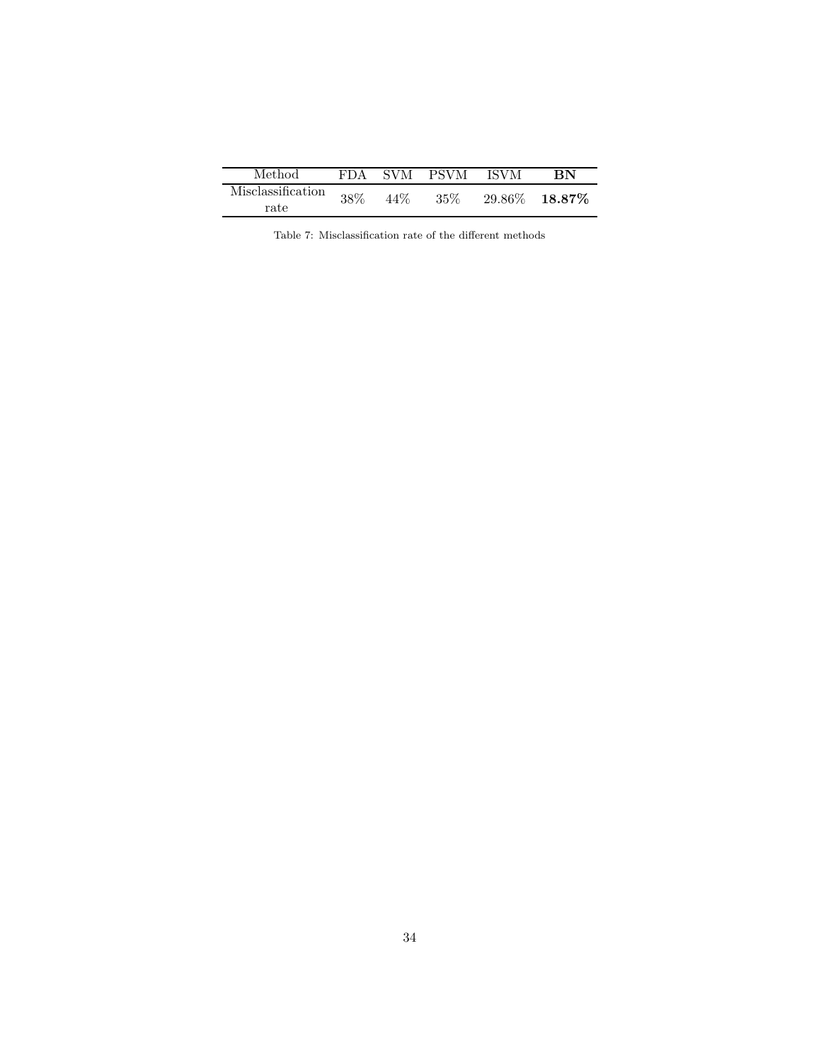| Method | FDA | SVM | PSVM | ISVM | **BN** |
|---|---|---|---|---|---|
| Misclassification rate | 38% | 44% | 35% | 29.86% | **18.87%** |

Table 7: Misclassification rate of the different methods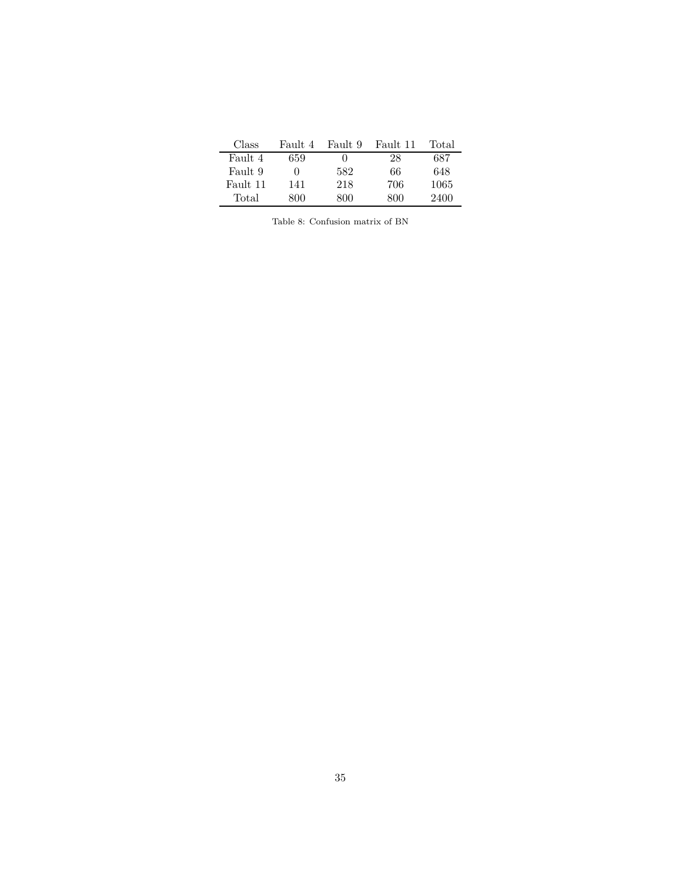| Class | Fault 4 | Fault 9 | Fault 11 | Total |
|---|---|---|---|---|
| Fault 4 | 659 | 0 | 28 | 687 |
| Fault 9 | 0 | 582 | 66 | 648 |
| Fault 11 | 141 | 218 | 706 | 1065 |
| Total | 800 | 800 | 800 | 2400 |

Table 8: Confusion matrix of BN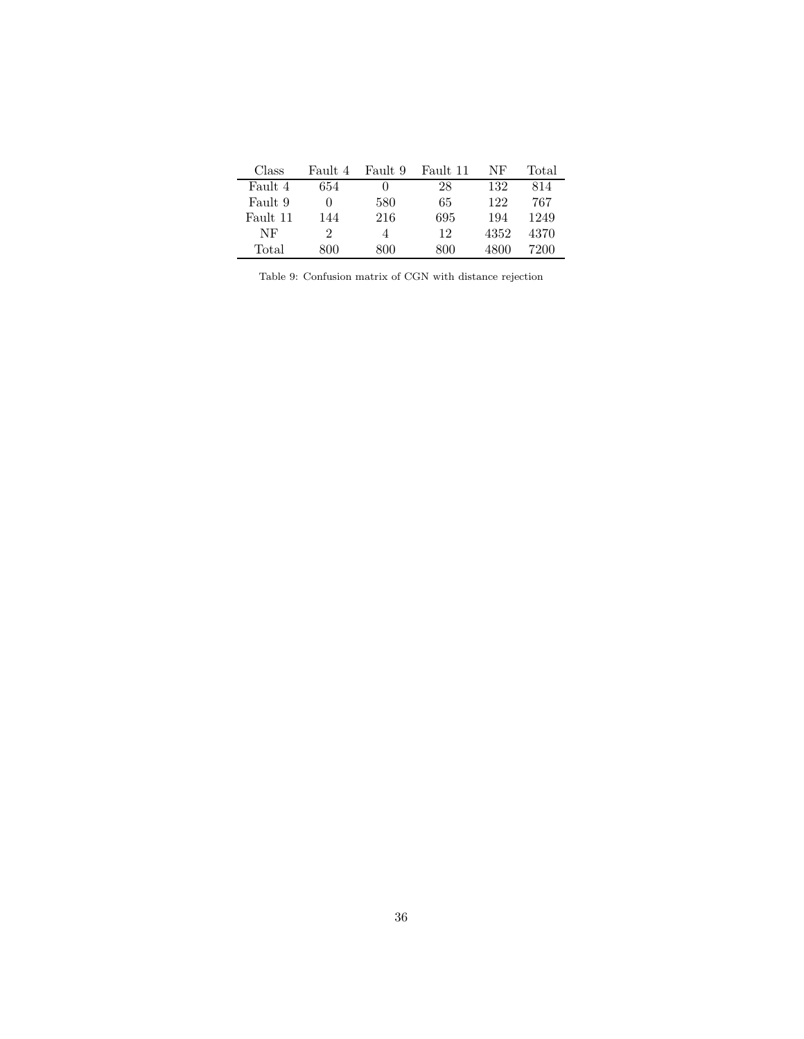| Class | Fault 4 | Fault 9 | Fault 11 | NF | Total |
|---|---|---|---|---|---|
| Fault 4 | 654 | 0 | 28 | 132 | 814 |
| Fault 9 | 0 | 580 | 65 | 122 | 767 |
| Fault 11 | 144 | 216 | 695 | 194 | 1249 |
| NF | 2 | 4 | 12 | 4352 | 4370 |
| Total | 800 | 800 | 800 | 4800 | 7200 |

Table 9: Confusion matrix of CGN with distance rejection